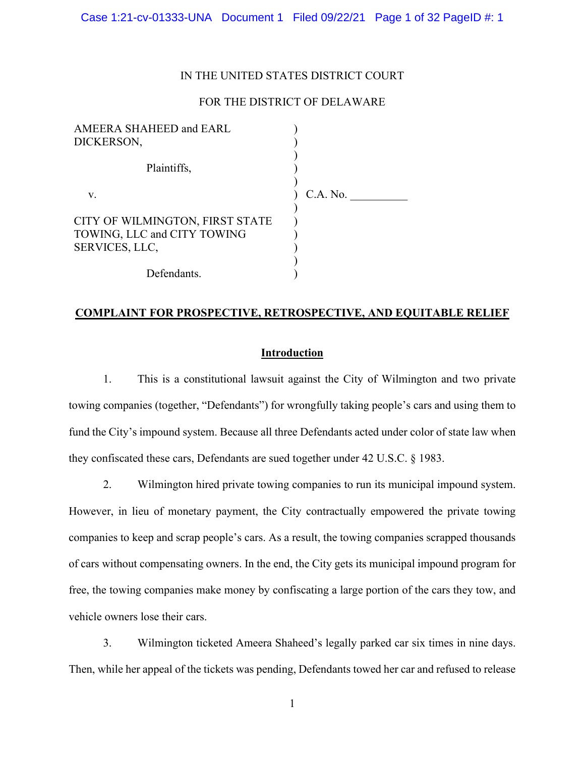IN THE UNITED STATES DISTRICT COURT

FOR THE DISTRICT OF DELAWARE

| | | |
|---|---|---|
| AMEERA SHAHEED and EARL DICKERSON, | ) | |
| | ) | |
| Plaintiffs, | ) | |
| | ) | |
| v. | ) | C.A. No. __________ |
| | ) | |
| CITY OF WILMINGTON, FIRST STATE TOWING, LLC and CITY TOWING SERVICES, LLC, | ) | |
| | ) | |
| Defendants. | ) | |

**COMPLAINT FOR PROSPECTIVE, RETROSPECTIVE, AND EQUITABLE RELIEF**

## **Introduction**

1. This is a constitutional lawsuit against the City of Wilmington and two private towing companies (together, "Defendants") for wrongfully taking people's cars and using them to fund the City's impound system. Because all three Defendants acted under color of state law when they confiscated these cars, Defendants are sued together under 42 U.S.C. § 1983.

2. Wilmington hired private towing companies to run its municipal impound system. However, in lieu of monetary payment, the City contractually empowered the private towing companies to keep and scrap people's cars. As a result, the towing companies scrapped thousands of cars without compensating owners. In the end, the City gets its municipal impound program for free, the towing companies make money by confiscating a large portion of the cars they tow, and vehicle owners lose their cars.

3. Wilmington ticketed Ameera Shaheed's legally parked car six times in nine days. Then, while her appeal of the tickets was pending, Defendants towed her car and refused to release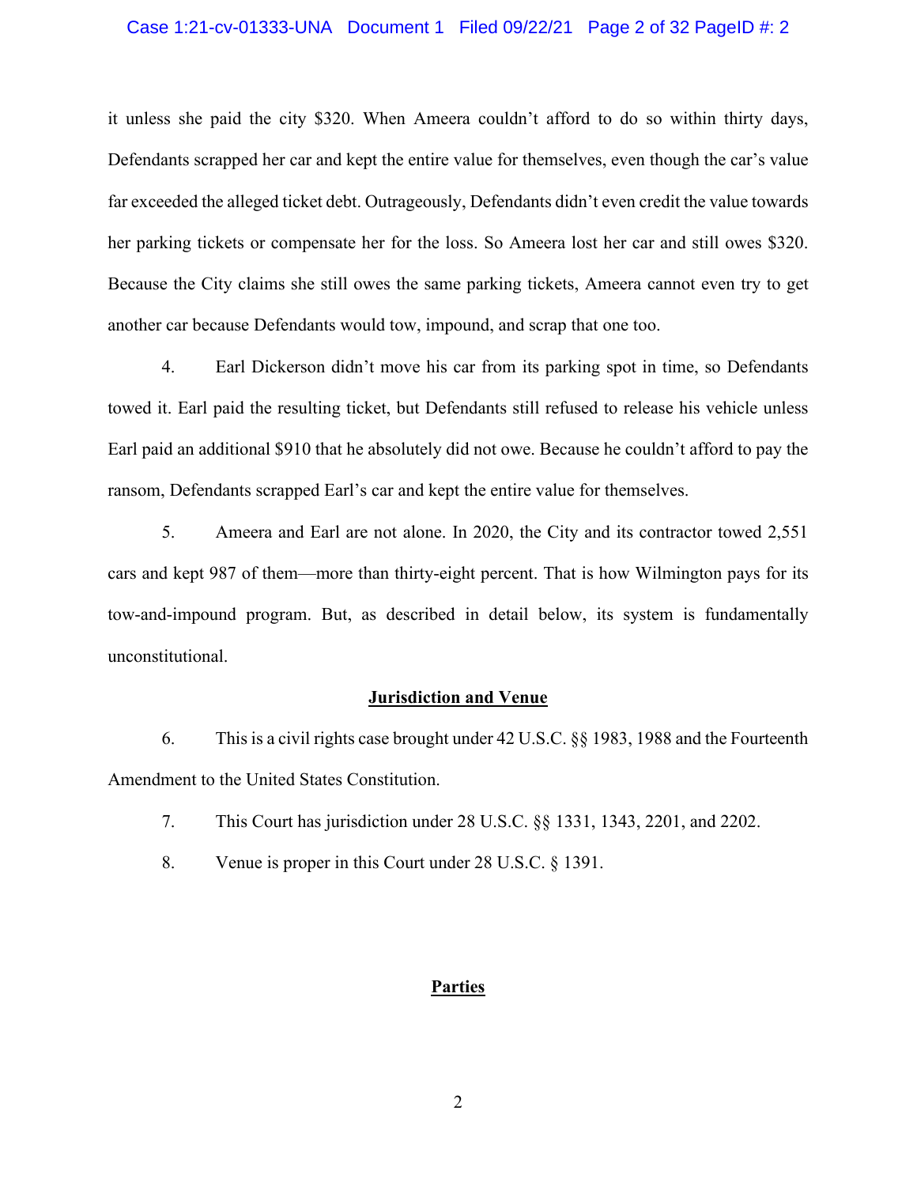it unless she paid the city $320. When Ameera couldn't afford to do so within thirty days, Defendants scrapped her car and kept the entire value for themselves, even though the car's value far exceeded the alleged ticket debt. Outrageously, Defendants didn't even credit the value towards her parking tickets or compensate her for the loss. So Ameera lost her car and still owes $320. Because the City claims she still owes the same parking tickets, Ameera cannot even try to get another car because Defendants would tow, impound, and scrap that one too.

4. Earl Dickerson didn't move his car from its parking spot in time, so Defendants towed it. Earl paid the resulting ticket, but Defendants still refused to release his vehicle unless Earl paid an additional $910 that he absolutely did not owe. Because he couldn't afford to pay the ransom, Defendants scrapped Earl's car and kept the entire value for themselves.

5. Ameera and Earl are not alone. In 2020, the City and its contractor towed 2,551 cars and kept 987 of them—more than thirty-eight percent. That is how Wilmington pays for its tow-and-impound program. But, as described in detail below, its system is fundamentally unconstitutional.

## Jurisdiction and Venue

6. This is a civil rights case brought under 42 U.S.C. §§ 1983, 1988 and the Fourteenth Amendment to the United States Constitution.

7. This Court has jurisdiction under 28 U.S.C. §§ 1331, 1343, 2201, and 2202.

8. Venue is proper in this Court under 28 U.S.C. § 1391.

## Parties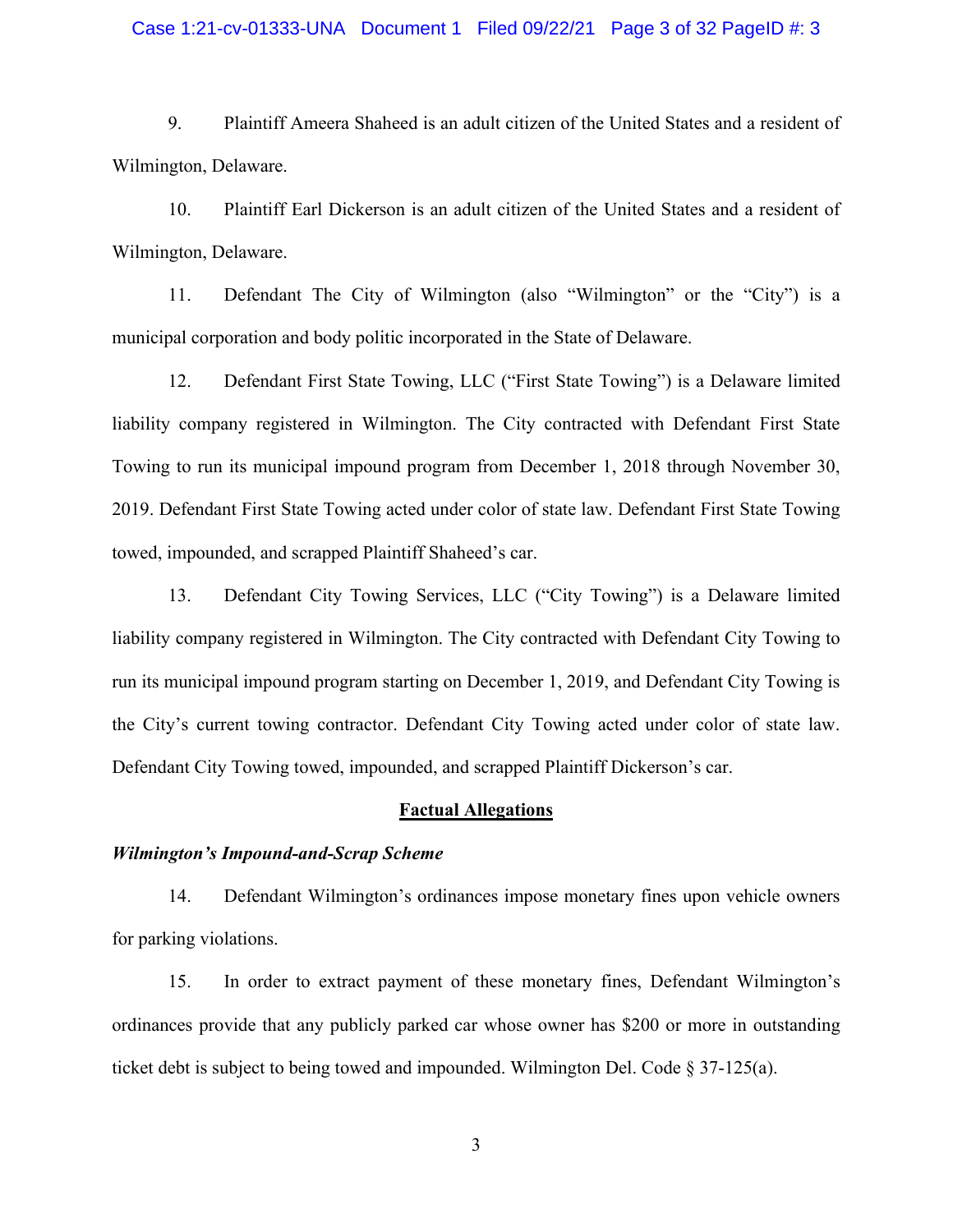9. Plaintiff Ameera Shaheed is an adult citizen of the United States and a resident of Wilmington, Delaware.

10. Plaintiff Earl Dickerson is an adult citizen of the United States and a resident of Wilmington, Delaware.

11. Defendant The City of Wilmington (also "Wilmington" or the "City") is a municipal corporation and body politic incorporated in the State of Delaware.

12. Defendant First State Towing, LLC ("First State Towing") is a Delaware limited liability company registered in Wilmington. The City contracted with Defendant First State Towing to run its municipal impound program from December 1, 2018 through November 30, 2019. Defendant First State Towing acted under color of state law. Defendant First State Towing towed, impounded, and scrapped Plaintiff Shaheed's car.

13. Defendant City Towing Services, LLC ("City Towing") is a Delaware limited liability company registered in Wilmington. The City contracted with Defendant City Towing to run its municipal impound program starting on December 1, 2019, and Defendant City Towing is the City's current towing contractor. Defendant City Towing acted under color of state law. Defendant City Towing towed, impounded, and scrapped Plaintiff Dickerson's car.

## Factual Allegations

### *Wilmington's Impound-and-Scrap Scheme*

14. Defendant Wilmington's ordinances impose monetary fines upon vehicle owners for parking violations.

15. In order to extract payment of these monetary fines, Defendant Wilmington's ordinances provide that any publicly parked car whose owner has $200 or more in outstanding ticket debt is subject to being towed and impounded. Wilmington Del. Code § 37-125(a).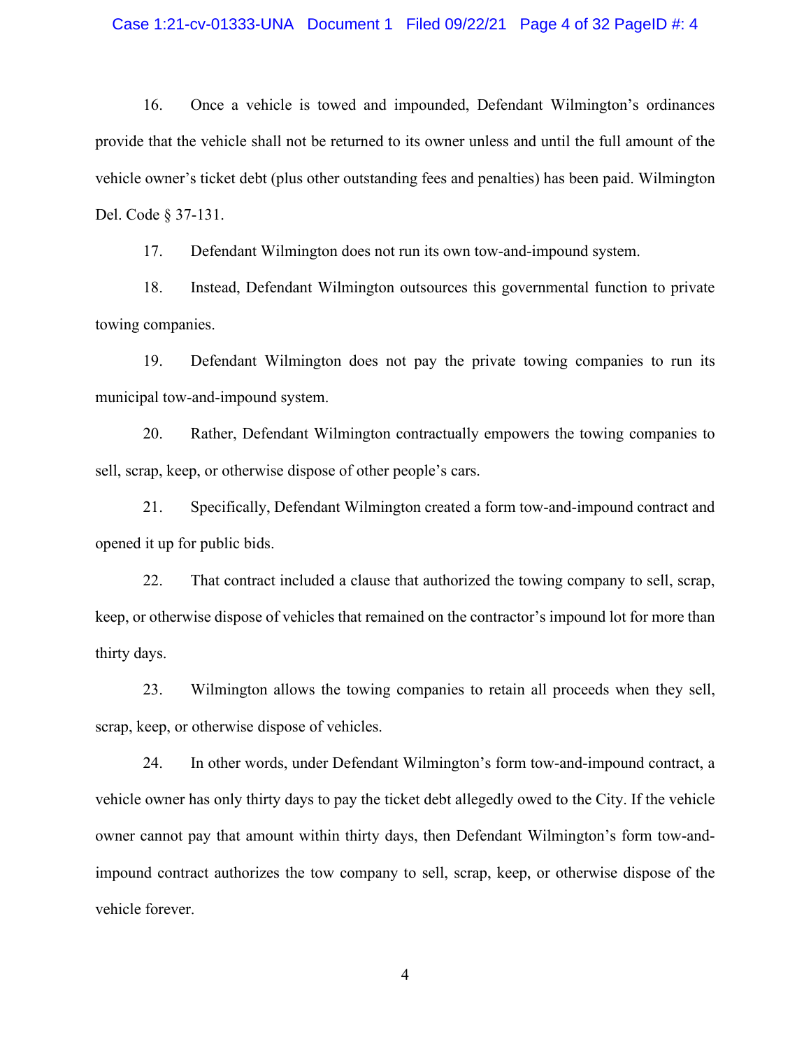16. Once a vehicle is towed and impounded, Defendant Wilmington's ordinances provide that the vehicle shall not be returned to its owner unless and until the full amount of the vehicle owner's ticket debt (plus other outstanding fees and penalties) has been paid. Wilmington Del. Code § 37-131.

17. Defendant Wilmington does not run its own tow-and-impound system.

18. Instead, Defendant Wilmington outsources this governmental function to private towing companies.

19. Defendant Wilmington does not pay the private towing companies to run its municipal tow-and-impound system.

20. Rather, Defendant Wilmington contractually empowers the towing companies to sell, scrap, keep, or otherwise dispose of other people's cars.

21. Specifically, Defendant Wilmington created a form tow-and-impound contract and opened it up for public bids.

22. That contract included a clause that authorized the towing company to sell, scrap, keep, or otherwise dispose of vehicles that remained on the contractor's impound lot for more than thirty days.

23. Wilmington allows the towing companies to retain all proceeds when they sell, scrap, keep, or otherwise dispose of vehicles.

24. In other words, under Defendant Wilmington's form tow-and-impound contract, a vehicle owner has only thirty days to pay the ticket debt allegedly owed to the City. If the vehicle owner cannot pay that amount within thirty days, then Defendant Wilmington's form tow-and-impound contract authorizes the tow company to sell, scrap, keep, or otherwise dispose of the vehicle forever.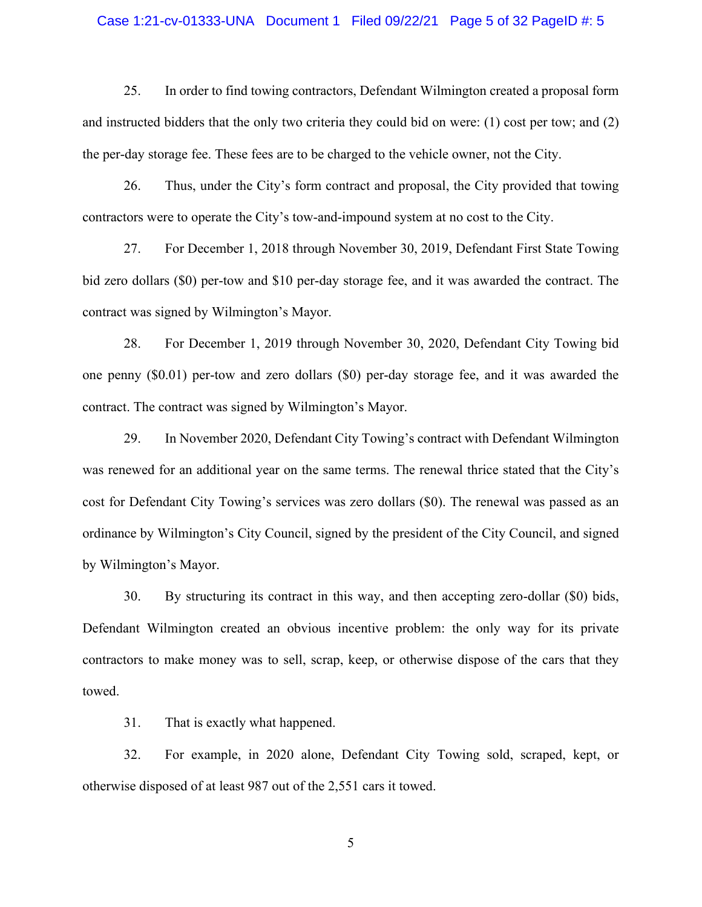25. In order to find towing contractors, Defendant Wilmington created a proposal form and instructed bidders that the only two criteria they could bid on were: (1) cost per tow; and (2) the per-day storage fee. These fees are to be charged to the vehicle owner, not the City.

26. Thus, under the City's form contract and proposal, the City provided that towing contractors were to operate the City's tow-and-impound system at no cost to the City.

27. For December 1, 2018 through November 30, 2019, Defendant First State Towing bid zero dollars ($0) per-tow and $10 per-day storage fee, and it was awarded the contract. The contract was signed by Wilmington's Mayor.

28. For December 1, 2019 through November 30, 2020, Defendant City Towing bid one penny ($0.01) per-tow and zero dollars ($0) per-day storage fee, and it was awarded the contract. The contract was signed by Wilmington's Mayor.

29. In November 2020, Defendant City Towing's contract with Defendant Wilmington was renewed for an additional year on the same terms. The renewal thrice stated that the City's cost for Defendant City Towing's services was zero dollars ($0). The renewal was passed as an ordinance by Wilmington's City Council, signed by the president of the City Council, and signed by Wilmington's Mayor.

30. By structuring its contract in this way, and then accepting zero-dollar ($0) bids, Defendant Wilmington created an obvious incentive problem: the only way for its private contractors to make money was to sell, scrap, keep, or otherwise dispose of the cars that they towed.

31. That is exactly what happened.

32. For example, in 2020 alone, Defendant City Towing sold, scraped, kept, or otherwise disposed of at least 987 out of the 2,551 cars it towed.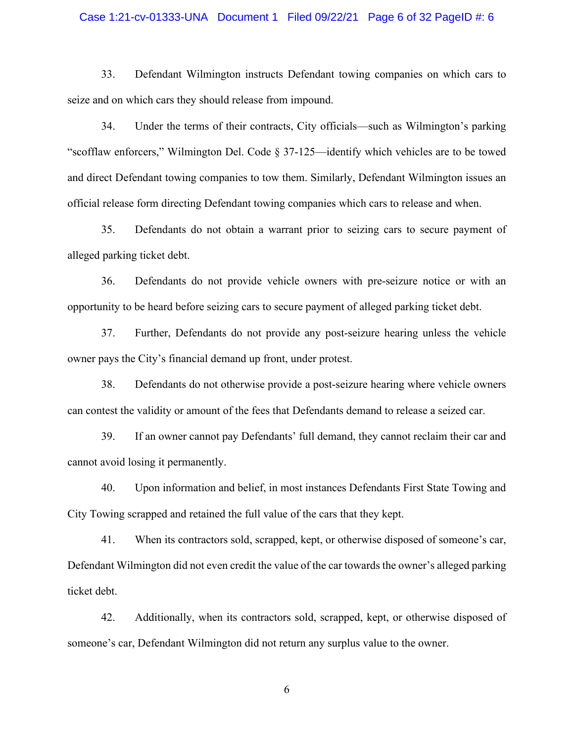33. Defendant Wilmington instructs Defendant towing companies on which cars to seize and on which cars they should release from impound.

34. Under the terms of their contracts, City officials—such as Wilmington's parking "scofflaw enforcers," Wilmington Del. Code § 37-125—identify which vehicles are to be towed and direct Defendant towing companies to tow them. Similarly, Defendant Wilmington issues an official release form directing Defendant towing companies which cars to release and when.

35. Defendants do not obtain a warrant prior to seizing cars to secure payment of alleged parking ticket debt.

36. Defendants do not provide vehicle owners with pre-seizure notice or with an opportunity to be heard before seizing cars to secure payment of alleged parking ticket debt.

37. Further, Defendants do not provide any post-seizure hearing unless the vehicle owner pays the City's financial demand up front, under protest.

38. Defendants do not otherwise provide a post-seizure hearing where vehicle owners can contest the validity or amount of the fees that Defendants demand to release a seized car.

39. If an owner cannot pay Defendants' full demand, they cannot reclaim their car and cannot avoid losing it permanently.

40. Upon information and belief, in most instances Defendants First State Towing and City Towing scrapped and retained the full value of the cars that they kept.

41. When its contractors sold, scrapped, kept, or otherwise disposed of someone's car, Defendant Wilmington did not even credit the value of the car towards the owner's alleged parking ticket debt.

42. Additionally, when its contractors sold, scrapped, kept, or otherwise disposed of someone's car, Defendant Wilmington did not return any surplus value to the owner.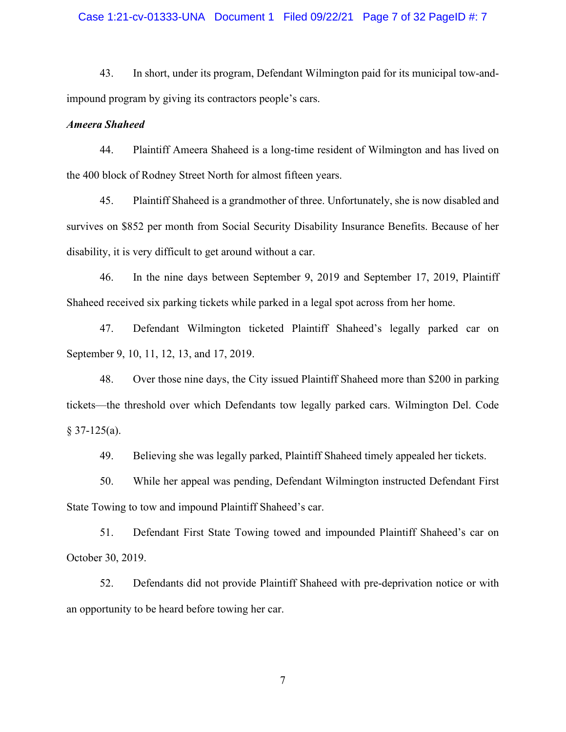43. In short, under its program, Defendant Wilmington paid for its municipal tow-and-impound program by giving its contractors people's cars.

***Ameera Shaheed***

44. Plaintiff Ameera Shaheed is a long-time resident of Wilmington and has lived on the 400 block of Rodney Street North for almost fifteen years.

45. Plaintiff Shaheed is a grandmother of three. Unfortunately, she is now disabled and survives on $852 per month from Social Security Disability Insurance Benefits. Because of her disability, it is very difficult to get around without a car.

46. In the nine days between September 9, 2019 and September 17, 2019, Plaintiff Shaheed received six parking tickets while parked in a legal spot across from her home.

47. Defendant Wilmington ticketed Plaintiff Shaheed's legally parked car on September 9, 10, 11, 12, 13, and 17, 2019.

48. Over those nine days, the City issued Plaintiff Shaheed more than $200 in parking tickets—the threshold over which Defendants tow legally parked cars. Wilmington Del. Code § 37-125(a).

49. Believing she was legally parked, Plaintiff Shaheed timely appealed her tickets.

50. While her appeal was pending, Defendant Wilmington instructed Defendant First State Towing to tow and impound Plaintiff Shaheed's car.

51. Defendant First State Towing towed and impounded Plaintiff Shaheed's car on October 30, 2019.

52. Defendants did not provide Plaintiff Shaheed with pre-deprivation notice or with an opportunity to be heard before towing her car.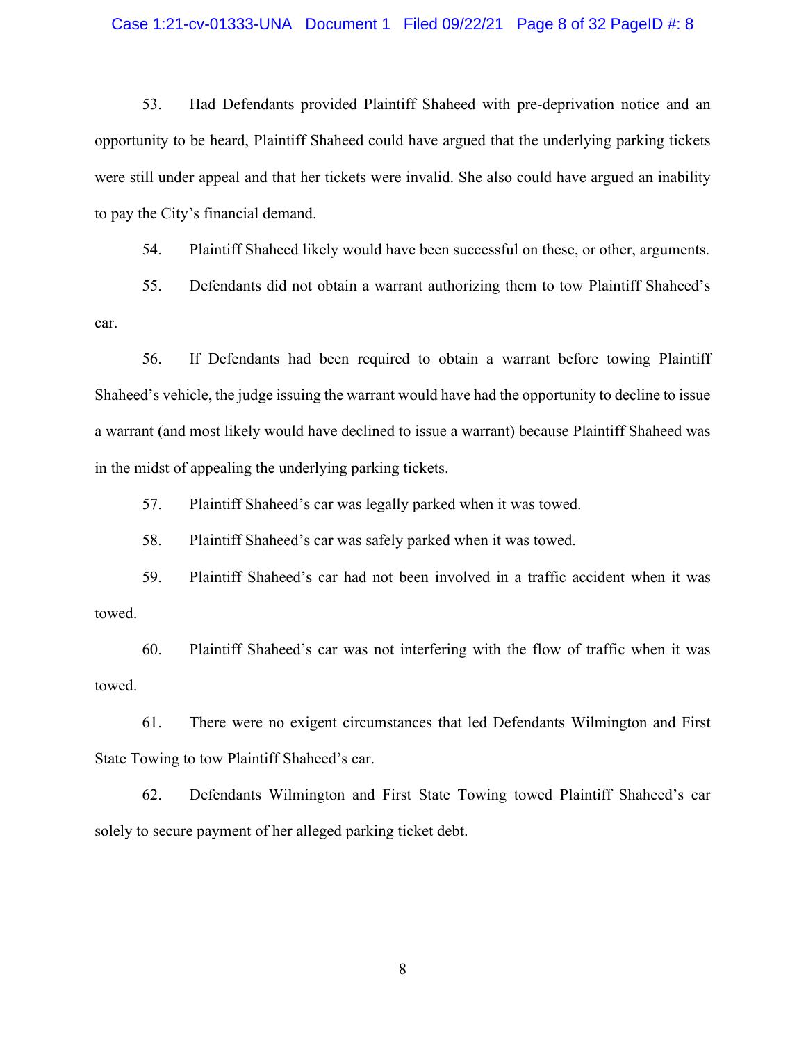53. Had Defendants provided Plaintiff Shaheed with pre-deprivation notice and an opportunity to be heard, Plaintiff Shaheed could have argued that the underlying parking tickets were still under appeal and that her tickets were invalid. She also could have argued an inability to pay the City's financial demand.

54. Plaintiff Shaheed likely would have been successful on these, or other, arguments.

55. Defendants did not obtain a warrant authorizing them to tow Plaintiff Shaheed's car.

56. If Defendants had been required to obtain a warrant before towing Plaintiff Shaheed's vehicle, the judge issuing the warrant would have had the opportunity to decline to issue a warrant (and most likely would have declined to issue a warrant) because Plaintiff Shaheed was in the midst of appealing the underlying parking tickets.

57. Plaintiff Shaheed's car was legally parked when it was towed.

58. Plaintiff Shaheed's car was safely parked when it was towed.

59. Plaintiff Shaheed's car had not been involved in a traffic accident when it was towed.

60. Plaintiff Shaheed's car was not interfering with the flow of traffic when it was towed.

61. There were no exigent circumstances that led Defendants Wilmington and First State Towing to tow Plaintiff Shaheed's car.

62. Defendants Wilmington and First State Towing towed Plaintiff Shaheed's car solely to secure payment of her alleged parking ticket debt.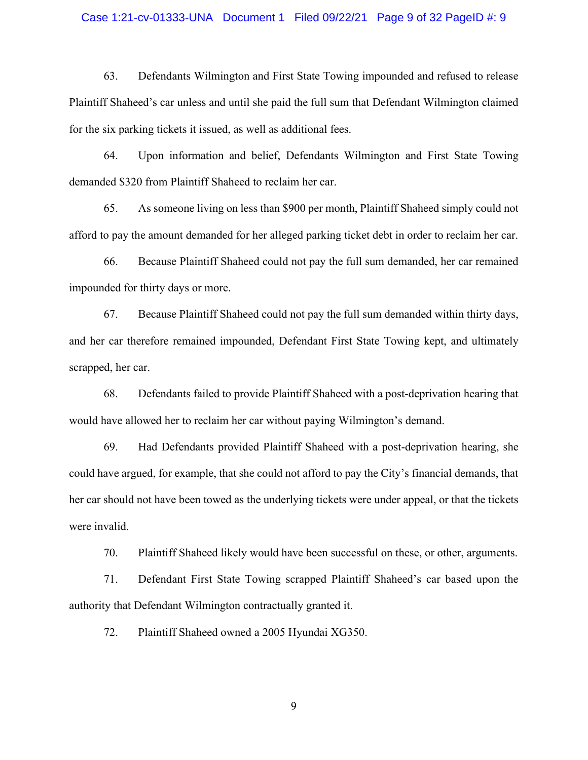63. Defendants Wilmington and First State Towing impounded and refused to release Plaintiff Shaheed's car unless and until she paid the full sum that Defendant Wilmington claimed for the six parking tickets it issued, as well as additional fees.

64. Upon information and belief, Defendants Wilmington and First State Towing demanded $320 from Plaintiff Shaheed to reclaim her car.

65. As someone living on less than $900 per month, Plaintiff Shaheed simply could not afford to pay the amount demanded for her alleged parking ticket debt in order to reclaim her car.

66. Because Plaintiff Shaheed could not pay the full sum demanded, her car remained impounded for thirty days or more.

67. Because Plaintiff Shaheed could not pay the full sum demanded within thirty days, and her car therefore remained impounded, Defendant First State Towing kept, and ultimately scrapped, her car.

68. Defendants failed to provide Plaintiff Shaheed with a post-deprivation hearing that would have allowed her to reclaim her car without paying Wilmington's demand.

69. Had Defendants provided Plaintiff Shaheed with a post-deprivation hearing, she could have argued, for example, that she could not afford to pay the City's financial demands, that her car should not have been towed as the underlying tickets were under appeal, or that the tickets were invalid.

70. Plaintiff Shaheed likely would have been successful on these, or other, arguments.

71. Defendant First State Towing scrapped Plaintiff Shaheed's car based upon the authority that Defendant Wilmington contractually granted it.

72. Plaintiff Shaheed owned a 2005 Hyundai XG350.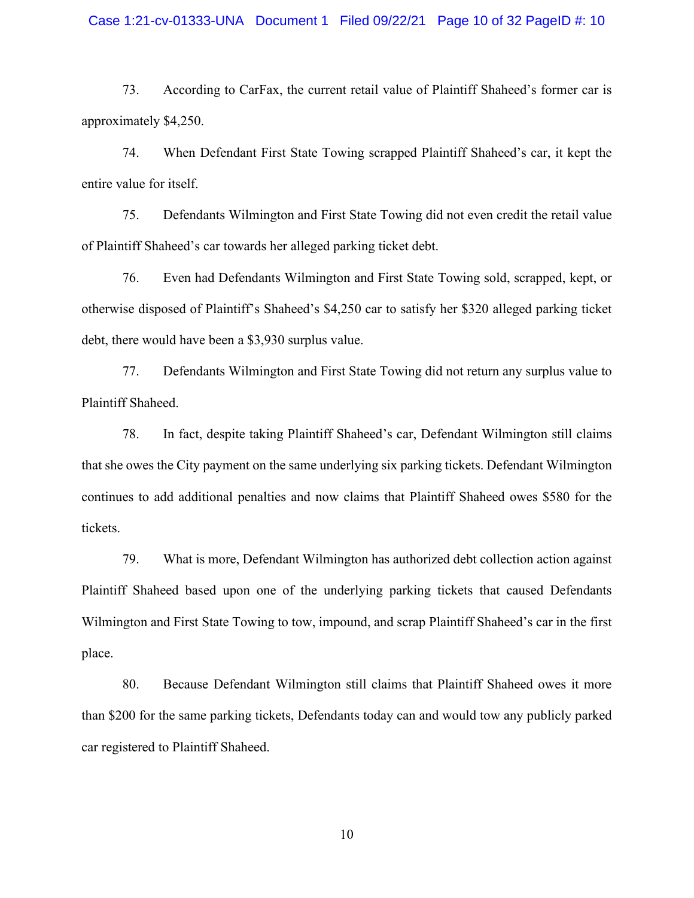73. According to CarFax, the current retail value of Plaintiff Shaheed's former car is approximately $4,250.

74. When Defendant First State Towing scrapped Plaintiff Shaheed's car, it kept the entire value for itself.

75. Defendants Wilmington and First State Towing did not even credit the retail value of Plaintiff Shaheed's car towards her alleged parking ticket debt.

76. Even had Defendants Wilmington and First State Towing sold, scrapped, kept, or otherwise disposed of Plaintiff's Shaheed's $4,250 car to satisfy her $320 alleged parking ticket debt, there would have been a $3,930 surplus value.

77. Defendants Wilmington and First State Towing did not return any surplus value to Plaintiff Shaheed.

78. In fact, despite taking Plaintiff Shaheed's car, Defendant Wilmington still claims that she owes the City payment on the same underlying six parking tickets. Defendant Wilmington continues to add additional penalties and now claims that Plaintiff Shaheed owes $580 for the tickets.

79. What is more, Defendant Wilmington has authorized debt collection action against Plaintiff Shaheed based upon one of the underlying parking tickets that caused Defendants Wilmington and First State Towing to tow, impound, and scrap Plaintiff Shaheed's car in the first place.

80. Because Defendant Wilmington still claims that Plaintiff Shaheed owes it more than $200 for the same parking tickets, Defendants today can and would tow any publicly parked car registered to Plaintiff Shaheed.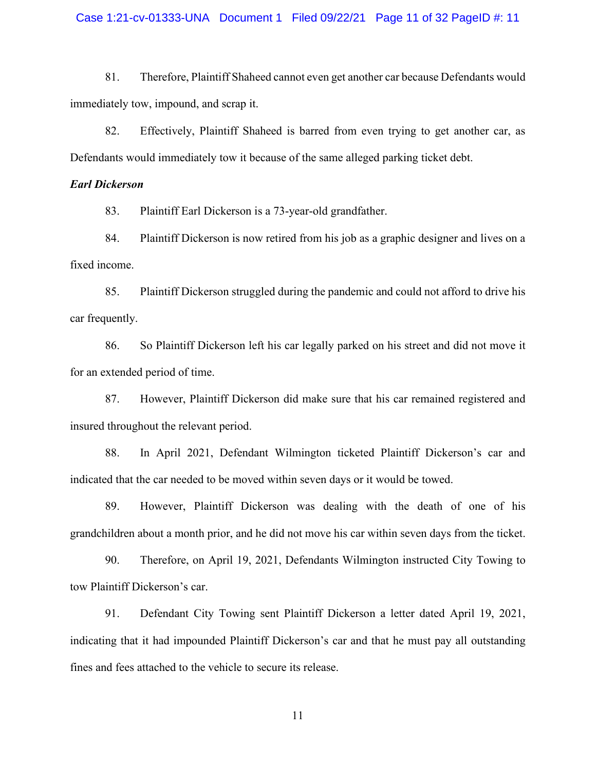81. Therefore, Plaintiff Shaheed cannot even get another car because Defendants would immediately tow, impound, and scrap it.

82. Effectively, Plaintiff Shaheed is barred from even trying to get another car, as Defendants would immediately tow it because of the same alleged parking ticket debt.

***Earl Dickerson***

83. Plaintiff Earl Dickerson is a 73-year-old grandfather.

84. Plaintiff Dickerson is now retired from his job as a graphic designer and lives on a fixed income.

85. Plaintiff Dickerson struggled during the pandemic and could not afford to drive his car frequently.

86. So Plaintiff Dickerson left his car legally parked on his street and did not move it for an extended period of time.

87. However, Plaintiff Dickerson did make sure that his car remained registered and insured throughout the relevant period.

88. In April 2021, Defendant Wilmington ticketed Plaintiff Dickerson's car and indicated that the car needed to be moved within seven days or it would be towed.

89. However, Plaintiff Dickerson was dealing with the death of one of his grandchildren about a month prior, and he did not move his car within seven days from the ticket.

90. Therefore, on April 19, 2021, Defendants Wilmington instructed City Towing to tow Plaintiff Dickerson's car.

91. Defendant City Towing sent Plaintiff Dickerson a letter dated April 19, 2021, indicating that it had impounded Plaintiff Dickerson's car and that he must pay all outstanding fines and fees attached to the vehicle to secure its release.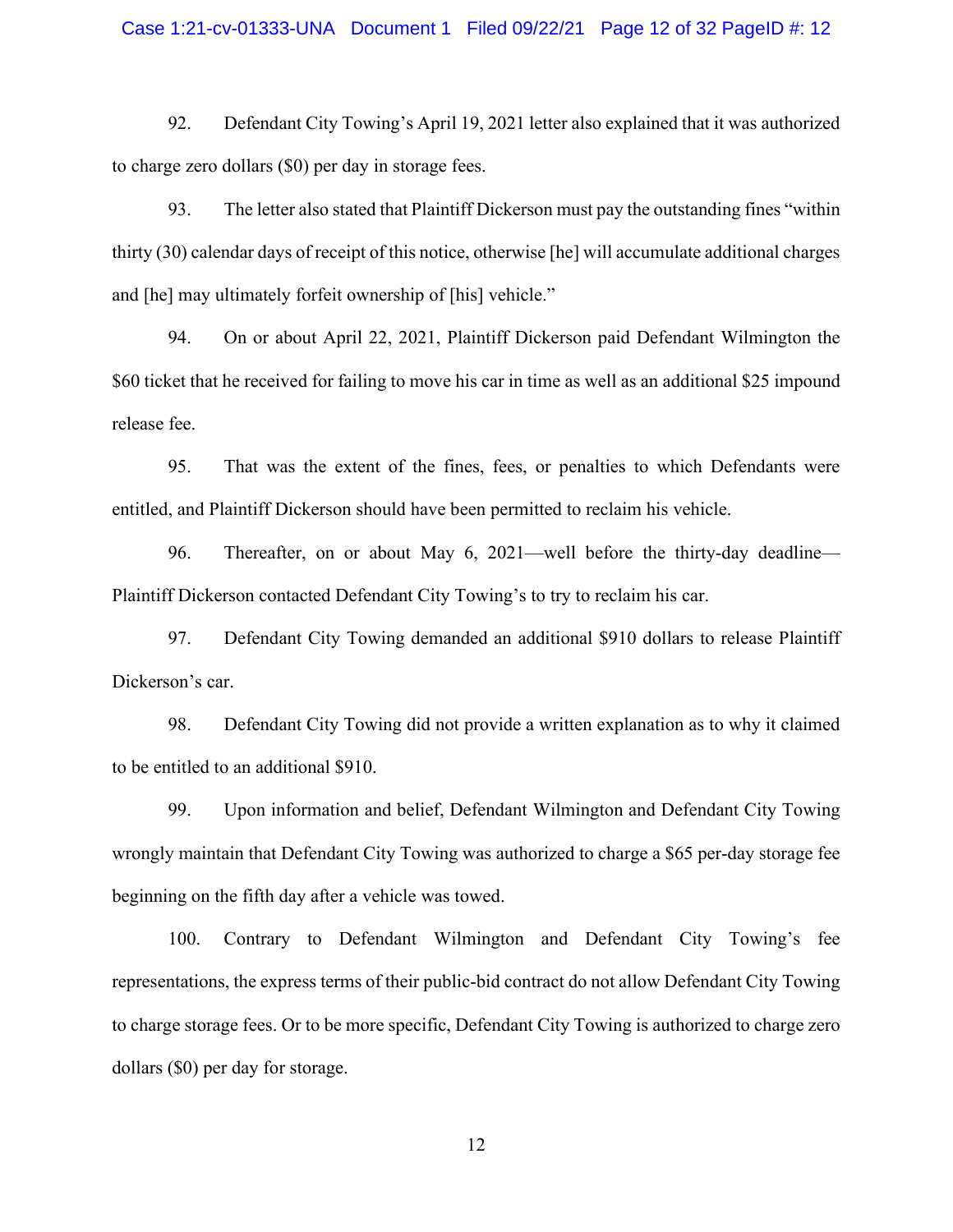92. Defendant City Towing's April 19, 2021 letter also explained that it was authorized to charge zero dollars ($0) per day in storage fees.

93. The letter also stated that Plaintiff Dickerson must pay the outstanding fines "within thirty (30) calendar days of receipt of this notice, otherwise [he] will accumulate additional charges and [he] may ultimately forfeit ownership of [his] vehicle."

94. On or about April 22, 2021, Plaintiff Dickerson paid Defendant Wilmington the $60 ticket that he received for failing to move his car in time as well as an additional $25 impound release fee.

95. That was the extent of the fines, fees, or penalties to which Defendants were entitled, and Plaintiff Dickerson should have been permitted to reclaim his vehicle.

96. Thereafter, on or about May 6, 2021—well before the thirty-day deadline—Plaintiff Dickerson contacted Defendant City Towing's to try to reclaim his car.

97. Defendant City Towing demanded an additional $910 dollars to release Plaintiff Dickerson's car.

98. Defendant City Towing did not provide a written explanation as to why it claimed to be entitled to an additional $910.

99. Upon information and belief, Defendant Wilmington and Defendant City Towing wrongly maintain that Defendant City Towing was authorized to charge a $65 per-day storage fee beginning on the fifth day after a vehicle was towed.

100. Contrary to Defendant Wilmington and Defendant City Towing's fee representations, the express terms of their public-bid contract do not allow Defendant City Towing to charge storage fees. Or to be more specific, Defendant City Towing is authorized to charge zero dollars ($0) per day for storage.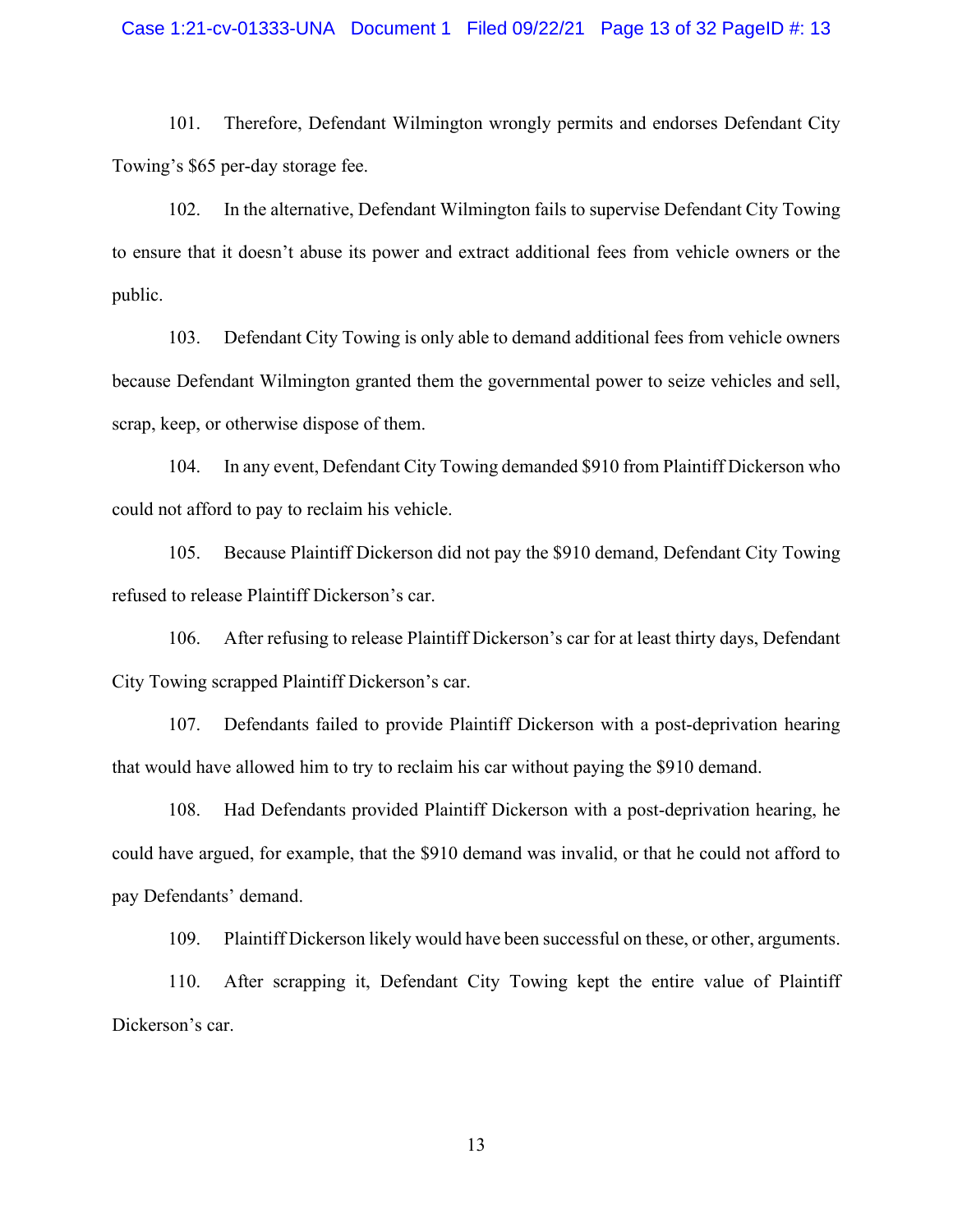101. Therefore, Defendant Wilmington wrongly permits and endorses Defendant City Towing's $65 per-day storage fee.

102. In the alternative, Defendant Wilmington fails to supervise Defendant City Towing to ensure that it doesn't abuse its power and extract additional fees from vehicle owners or the public.

103. Defendant City Towing is only able to demand additional fees from vehicle owners because Defendant Wilmington granted them the governmental power to seize vehicles and sell, scrap, keep, or otherwise dispose of them.

104. In any event, Defendant City Towing demanded $910 from Plaintiff Dickerson who could not afford to pay to reclaim his vehicle.

105. Because Plaintiff Dickerson did not pay the $910 demand, Defendant City Towing refused to release Plaintiff Dickerson's car.

106. After refusing to release Plaintiff Dickerson's car for at least thirty days, Defendant City Towing scrapped Plaintiff Dickerson's car.

107. Defendants failed to provide Plaintiff Dickerson with a post-deprivation hearing that would have allowed him to try to reclaim his car without paying the $910 demand.

108. Had Defendants provided Plaintiff Dickerson with a post-deprivation hearing, he could have argued, for example, that the $910 demand was invalid, or that he could not afford to pay Defendants' demand.

109. Plaintiff Dickerson likely would have been successful on these, or other, arguments.

110. After scrapping it, Defendant City Towing kept the entire value of Plaintiff Dickerson's car.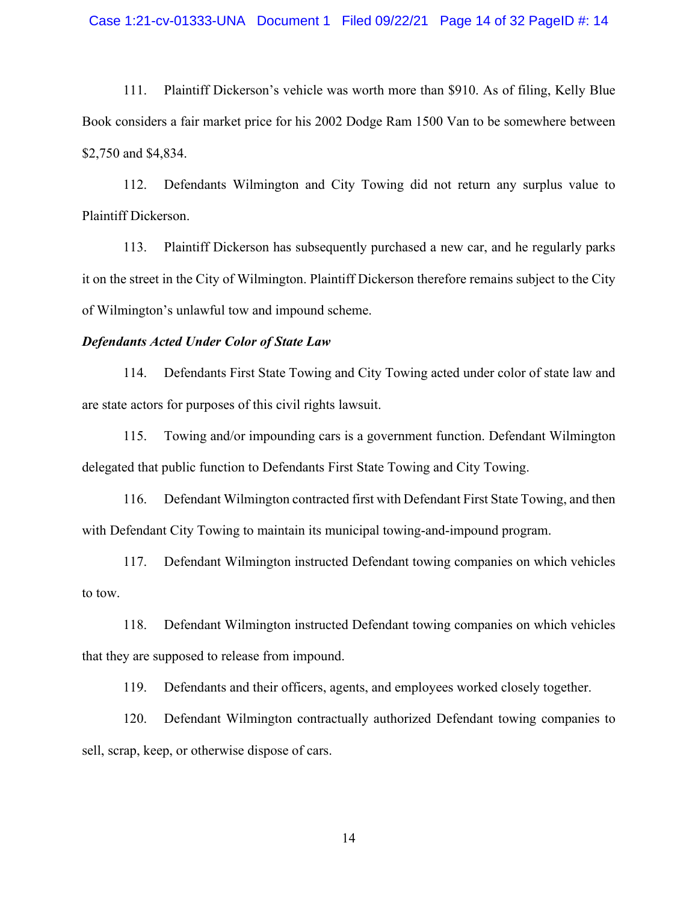111. Plaintiff Dickerson's vehicle was worth more than $910. As of filing, Kelly Blue Book considers a fair market price for his 2002 Dodge Ram 1500 Van to be somewhere between $2,750 and $4,834.

112. Defendants Wilmington and City Towing did not return any surplus value to Plaintiff Dickerson.

113. Plaintiff Dickerson has subsequently purchased a new car, and he regularly parks it on the street in the City of Wilmington. Plaintiff Dickerson therefore remains subject to the City of Wilmington's unlawful tow and impound scheme.

***Defendants Acted Under Color of State Law***

114. Defendants First State Towing and City Towing acted under color of state law and are state actors for purposes of this civil rights lawsuit.

115. Towing and/or impounding cars is a government function. Defendant Wilmington delegated that public function to Defendants First State Towing and City Towing.

116. Defendant Wilmington contracted first with Defendant First State Towing, and then with Defendant City Towing to maintain its municipal towing-and-impound program.

117. Defendant Wilmington instructed Defendant towing companies on which vehicles to tow.

118. Defendant Wilmington instructed Defendant towing companies on which vehicles that they are supposed to release from impound.

119. Defendants and their officers, agents, and employees worked closely together.

120. Defendant Wilmington contractually authorized Defendant towing companies to sell, scrap, keep, or otherwise dispose of cars.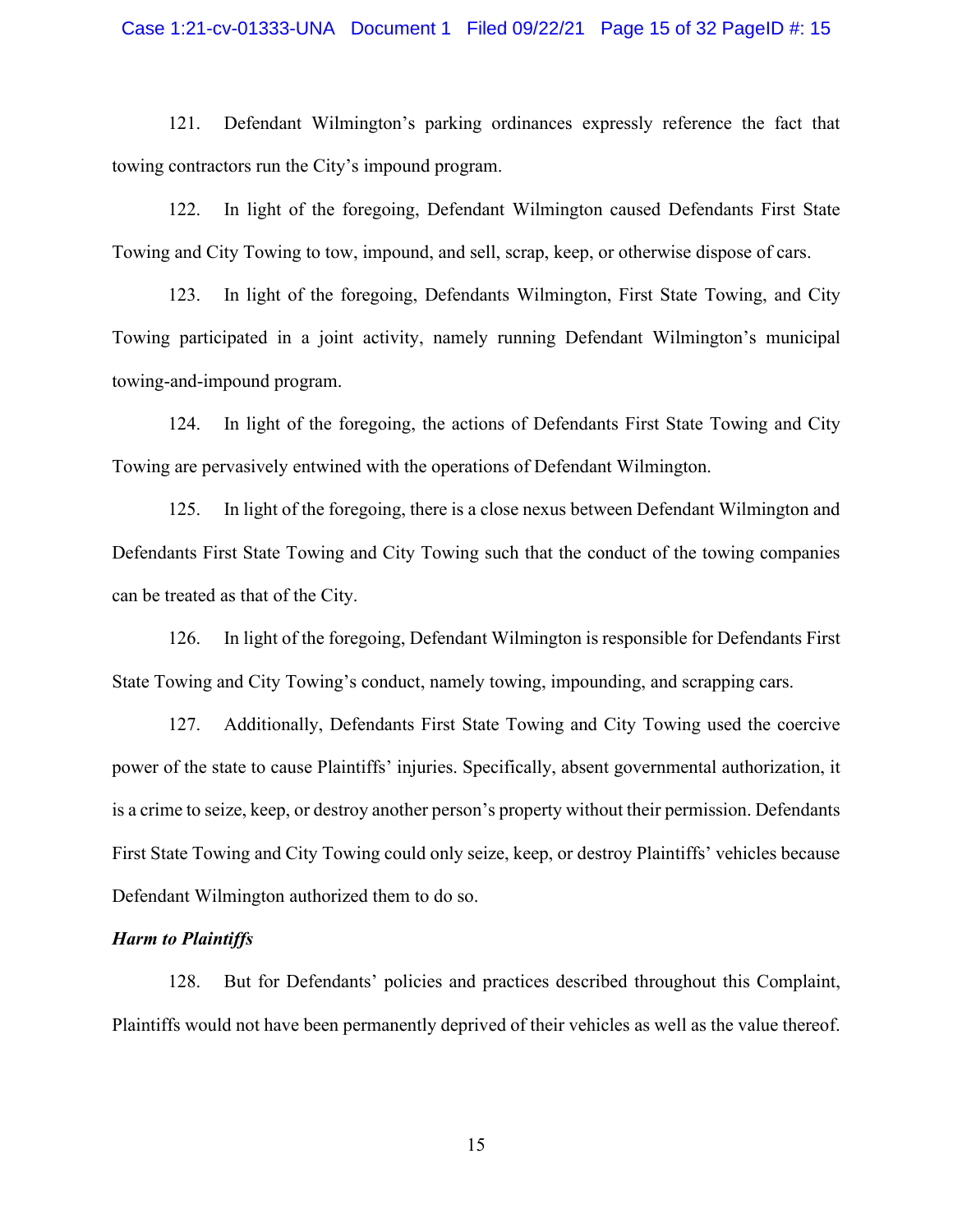121. Defendant Wilmington's parking ordinances expressly reference the fact that towing contractors run the City's impound program.

122. In light of the foregoing, Defendant Wilmington caused Defendants First State Towing and City Towing to tow, impound, and sell, scrap, keep, or otherwise dispose of cars.

123. In light of the foregoing, Defendants Wilmington, First State Towing, and City Towing participated in a joint activity, namely running Defendant Wilmington's municipal towing-and-impound program.

124. In light of the foregoing, the actions of Defendants First State Towing and City Towing are pervasively entwined with the operations of Defendant Wilmington.

125. In light of the foregoing, there is a close nexus between Defendant Wilmington and Defendants First State Towing and City Towing such that the conduct of the towing companies can be treated as that of the City.

126. In light of the foregoing, Defendant Wilmington is responsible for Defendants First State Towing and City Towing's conduct, namely towing, impounding, and scrapping cars.

127. Additionally, Defendants First State Towing and City Towing used the coercive power of the state to cause Plaintiffs' injuries. Specifically, absent governmental authorization, it is a crime to seize, keep, or destroy another person's property without their permission. Defendants First State Towing and City Towing could only seize, keep, or destroy Plaintiffs' vehicles because Defendant Wilmington authorized them to do so.

***Harm to Plaintiffs***

128. But for Defendants' policies and practices described throughout this Complaint, Plaintiffs would not have been permanently deprived of their vehicles as well as the value thereof.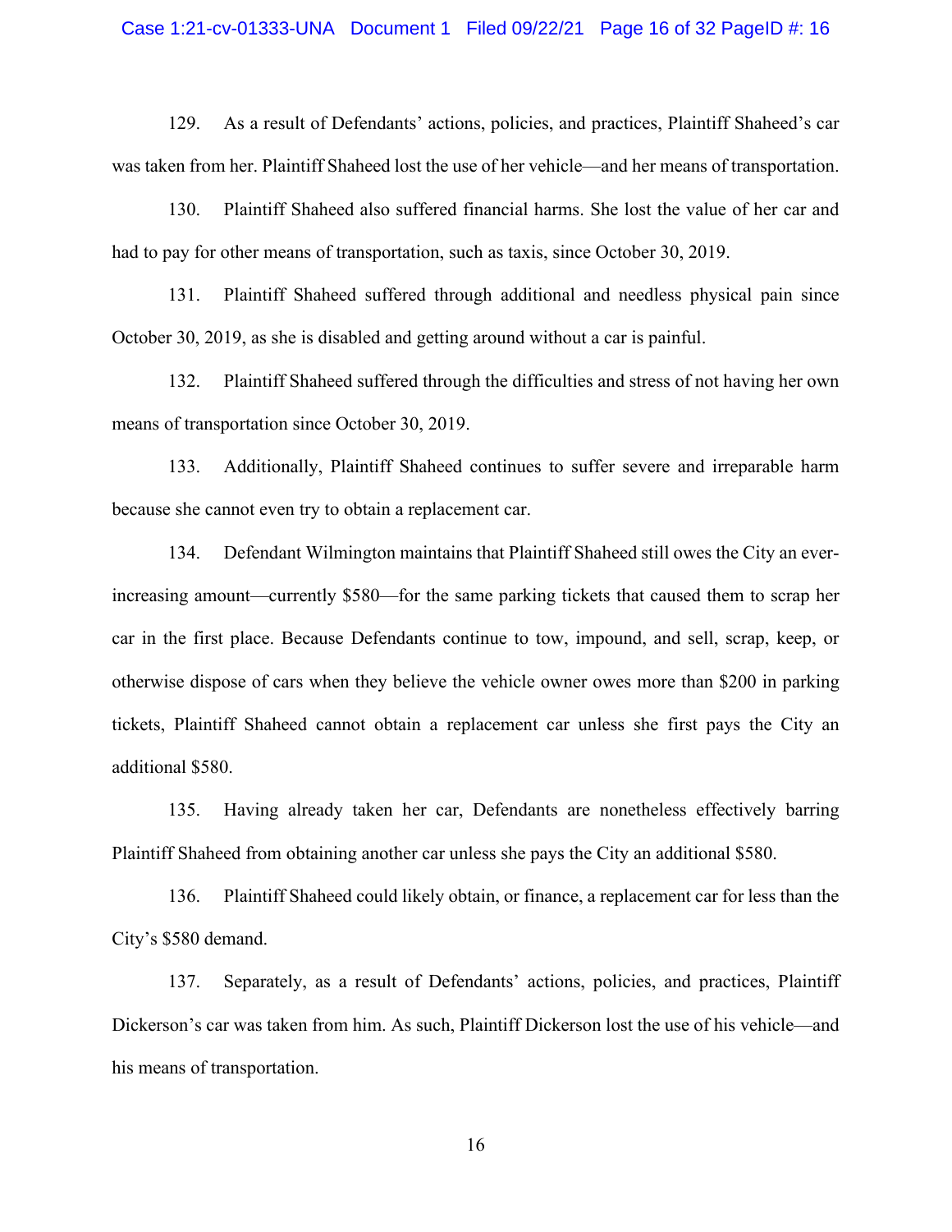129. As a result of Defendants' actions, policies, and practices, Plaintiff Shaheed's car was taken from her. Plaintiff Shaheed lost the use of her vehicle—and her means of transportation.

130. Plaintiff Shaheed also suffered financial harms. She lost the value of her car and had to pay for other means of transportation, such as taxis, since October 30, 2019.

131. Plaintiff Shaheed suffered through additional and needless physical pain since October 30, 2019, as she is disabled and getting around without a car is painful.

132. Plaintiff Shaheed suffered through the difficulties and stress of not having her own means of transportation since October 30, 2019.

133. Additionally, Plaintiff Shaheed continues to suffer severe and irreparable harm because she cannot even try to obtain a replacement car.

134. Defendant Wilmington maintains that Plaintiff Shaheed still owes the City an ever-increasing amount—currently $580—for the same parking tickets that caused them to scrap her car in the first place. Because Defendants continue to tow, impound, and sell, scrap, keep, or otherwise dispose of cars when they believe the vehicle owner owes more than $200 in parking tickets, Plaintiff Shaheed cannot obtain a replacement car unless she first pays the City an additional $580.

135. Having already taken her car, Defendants are nonetheless effectively barring Plaintiff Shaheed from obtaining another car unless she pays the City an additional $580.

136. Plaintiff Shaheed could likely obtain, or finance, a replacement car for less than the City's $580 demand.

137. Separately, as a result of Defendants' actions, policies, and practices, Plaintiff Dickerson's car was taken from him. As such, Plaintiff Dickerson lost the use of his vehicle—and his means of transportation.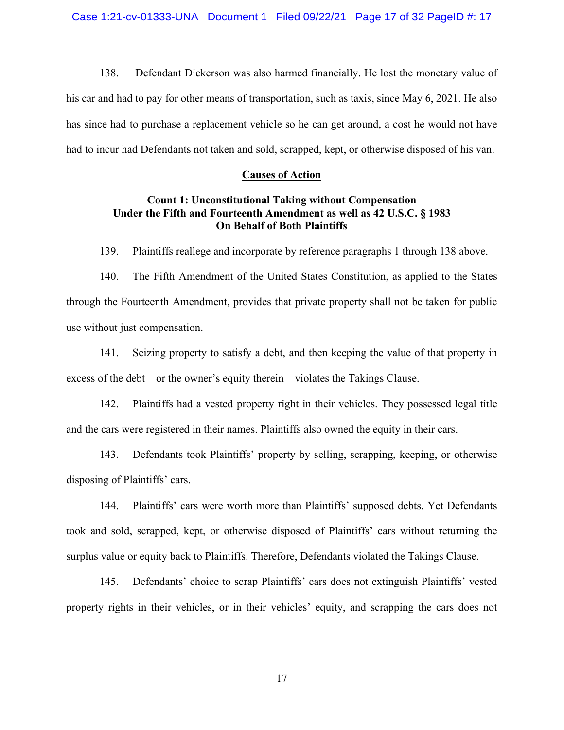138. Defendant Dickerson was also harmed financially. He lost the monetary value of his car and had to pay for other means of transportation, such as taxis, since May 6, 2021. He also has since had to purchase a replacement vehicle so he can get around, a cost he would not have had to incur had Defendants not taken and sold, scrapped, kept, or otherwise disposed of his van.

## Causes of Action

### Count 1: Unconstitutional Taking without Compensation Under the Fifth and Fourteenth Amendment as well as 42 U.S.C. § 1983 On Behalf of Both Plaintiffs

139. Plaintiffs reallege and incorporate by reference paragraphs 1 through 138 above.

140. The Fifth Amendment of the United States Constitution, as applied to the States through the Fourteenth Amendment, provides that private property shall not be taken for public use without just compensation.

141. Seizing property to satisfy a debt, and then keeping the value of that property in excess of the debt—or the owner's equity therein—violates the Takings Clause.

142. Plaintiffs had a vested property right in their vehicles. They possessed legal title and the cars were registered in their names. Plaintiffs also owned the equity in their cars.

143. Defendants took Plaintiffs' property by selling, scrapping, keeping, or otherwise disposing of Plaintiffs' cars.

144. Plaintiffs' cars were worth more than Plaintiffs' supposed debts. Yet Defendants took and sold, scrapped, kept, or otherwise disposed of Plaintiffs' cars without returning the surplus value or equity back to Plaintiffs. Therefore, Defendants violated the Takings Clause.

145. Defendants' choice to scrap Plaintiffs' cars does not extinguish Plaintiffs' vested property rights in their vehicles, or in their vehicles' equity, and scrapping the cars does not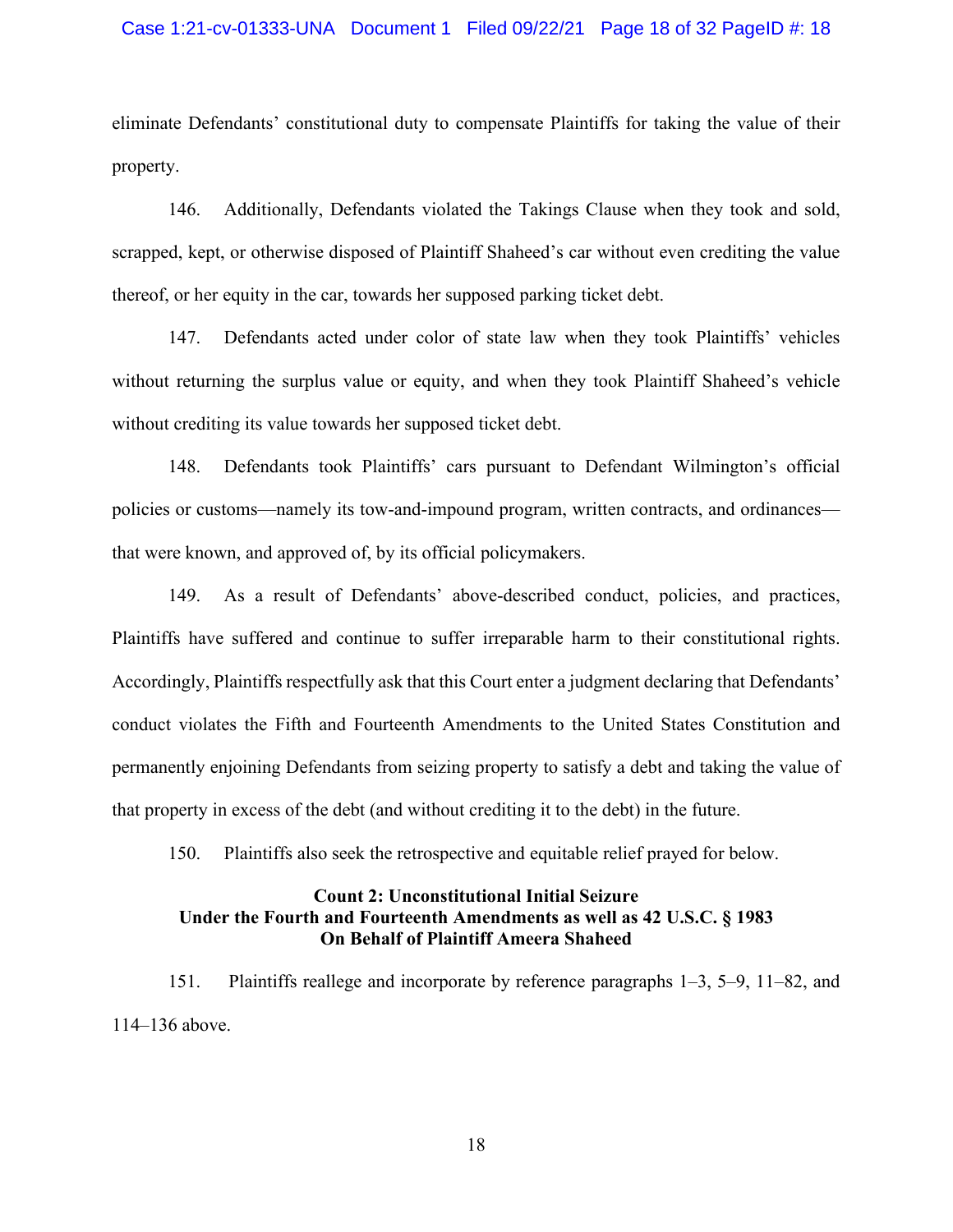eliminate Defendants' constitutional duty to compensate Plaintiffs for taking the value of their property.

146. Additionally, Defendants violated the Takings Clause when they took and sold, scrapped, kept, or otherwise disposed of Plaintiff Shaheed's car without even crediting the value thereof, or her equity in the car, towards her supposed parking ticket debt.

147. Defendants acted under color of state law when they took Plaintiffs' vehicles without returning the surplus value or equity, and when they took Plaintiff Shaheed's vehicle without crediting its value towards her supposed ticket debt.

148. Defendants took Plaintiffs' cars pursuant to Defendant Wilmington's official policies or customs—namely its tow-and-impound program, written contracts, and ordinances—that were known, and approved of, by its official policymakers.

149. As a result of Defendants' above-described conduct, policies, and practices, Plaintiffs have suffered and continue to suffer irreparable harm to their constitutional rights. Accordingly, Plaintiffs respectfully ask that this Court enter a judgment declaring that Defendants' conduct violates the Fifth and Fourteenth Amendments to the United States Constitution and permanently enjoining Defendants from seizing property to satisfy a debt and taking the value of that property in excess of the debt (and without crediting it to the debt) in the future.

150. Plaintiffs also seek the retrospective and equitable relief prayed for below.

**Count 2: Unconstitutional Initial Seizure**
**Under the Fourth and Fourteenth Amendments as well as 42 U.S.C. § 1983**
**On Behalf of Plaintiff Ameera Shaheed**

151. Plaintiffs reallege and incorporate by reference paragraphs 1–3, 5–9, 11–82, and 114–136 above.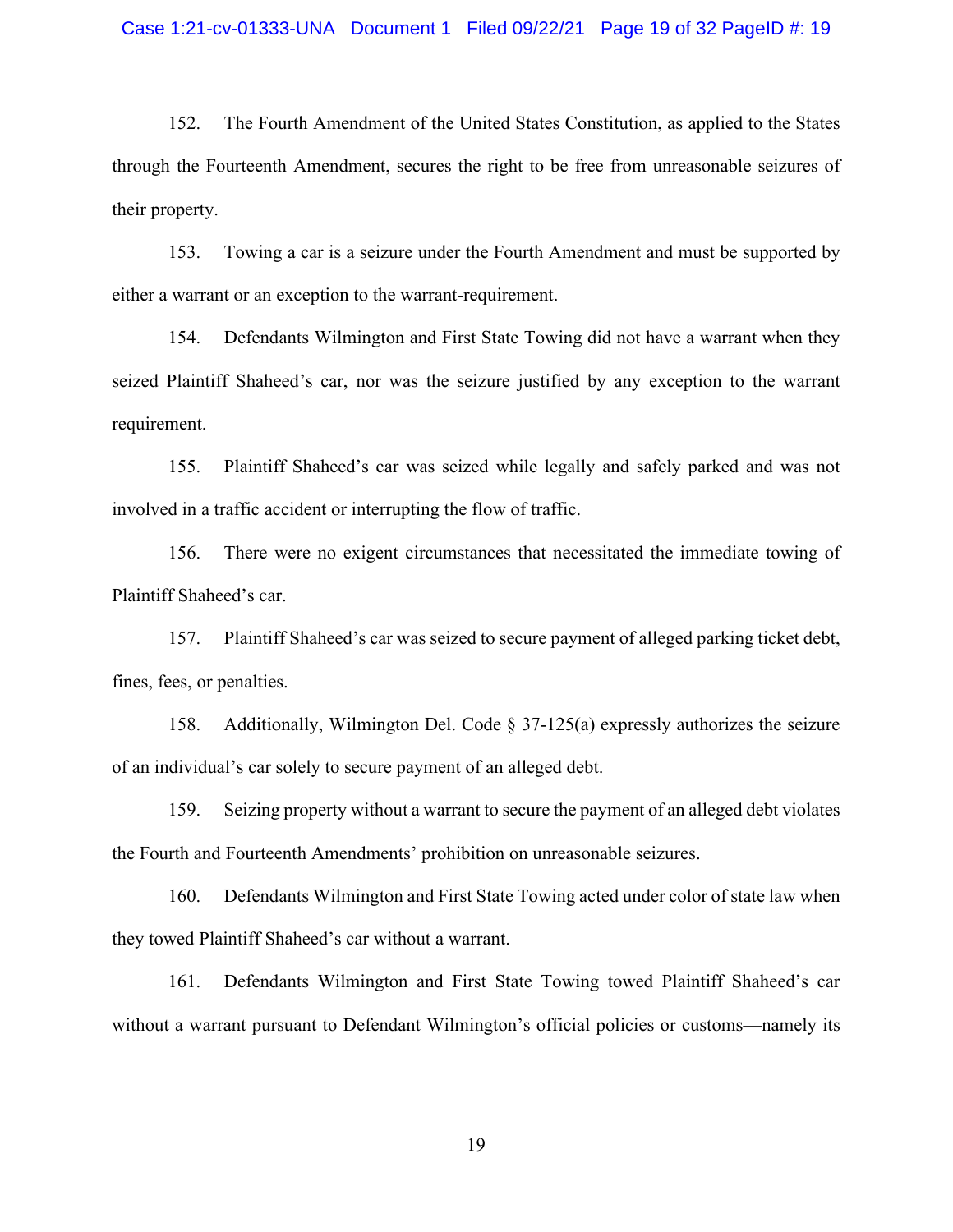152. The Fourth Amendment of the United States Constitution, as applied to the States through the Fourteenth Amendment, secures the right to be free from unreasonable seizures of their property.

153. Towing a car is a seizure under the Fourth Amendment and must be supported by either a warrant or an exception to the warrant-requirement.

154. Defendants Wilmington and First State Towing did not have a warrant when they seized Plaintiff Shaheed's car, nor was the seizure justified by any exception to the warrant requirement.

155. Plaintiff Shaheed's car was seized while legally and safely parked and was not involved in a traffic accident or interrupting the flow of traffic.

156. There were no exigent circumstances that necessitated the immediate towing of Plaintiff Shaheed's car.

157. Plaintiff Shaheed's car was seized to secure payment of alleged parking ticket debt, fines, fees, or penalties.

158. Additionally, Wilmington Del. Code § 37-125(a) expressly authorizes the seizure of an individual's car solely to secure payment of an alleged debt.

159. Seizing property without a warrant to secure the payment of an alleged debt violates the Fourth and Fourteenth Amendments' prohibition on unreasonable seizures.

160. Defendants Wilmington and First State Towing acted under color of state law when they towed Plaintiff Shaheed's car without a warrant.

161. Defendants Wilmington and First State Towing towed Plaintiff Shaheed's car without a warrant pursuant to Defendant Wilmington's official policies or customs—namely its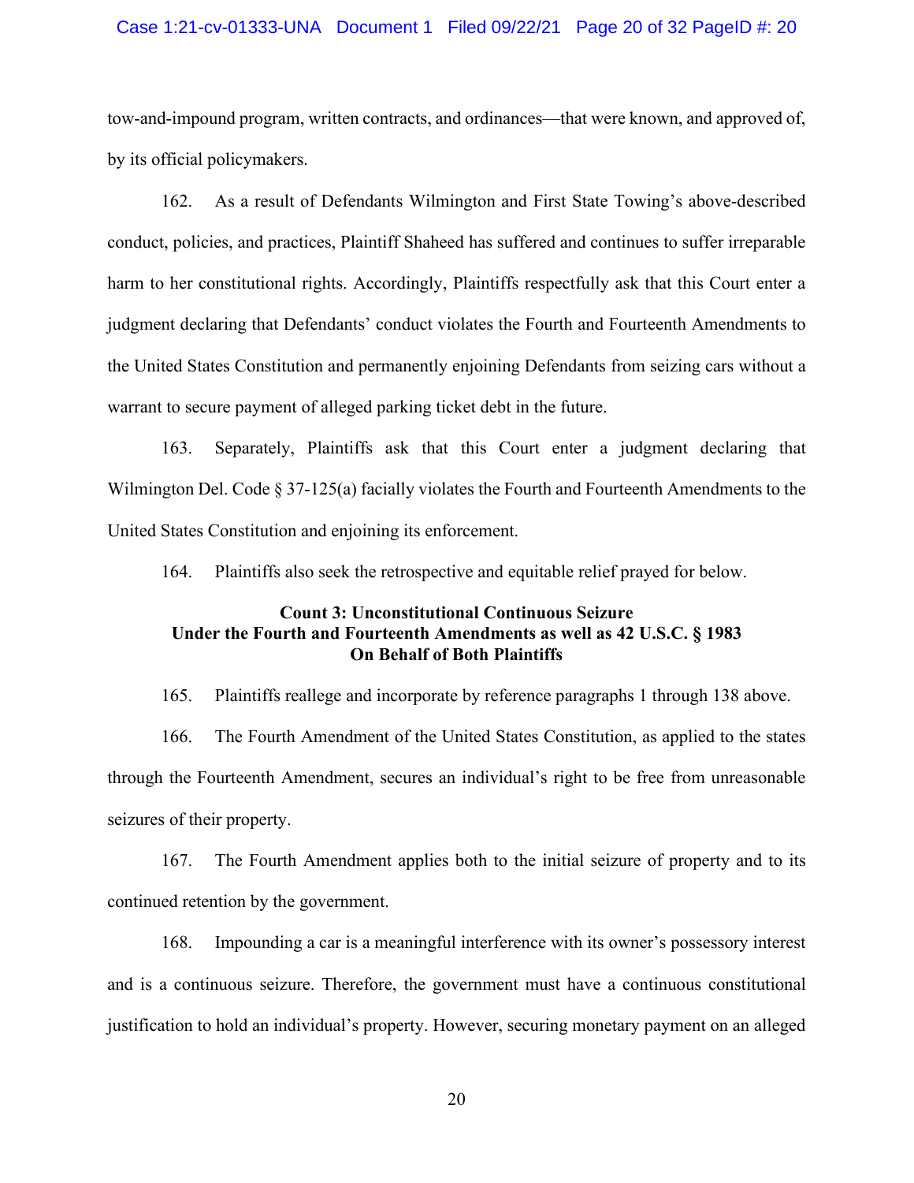tow-and-impound program, written contracts, and ordinances—that were known, and approved of, by its official policymakers.

162. As a result of Defendants Wilmington and First State Towing's above-described conduct, policies, and practices, Plaintiff Shaheed has suffered and continues to suffer irreparable harm to her constitutional rights. Accordingly, Plaintiffs respectfully ask that this Court enter a judgment declaring that Defendants' conduct violates the Fourth and Fourteenth Amendments to the United States Constitution and permanently enjoining Defendants from seizing cars without a warrant to secure payment of alleged parking ticket debt in the future.

163. Separately, Plaintiffs ask that this Court enter a judgment declaring that Wilmington Del. Code § 37-125(a) facially violates the Fourth and Fourteenth Amendments to the United States Constitution and enjoining its enforcement.

164. Plaintiffs also seek the retrospective and equitable relief prayed for below.

**Count 3: Unconstitutional Continuous Seizure**
**Under the Fourth and Fourteenth Amendments as well as 42 U.S.C. § 1983**
**On Behalf of Both Plaintiffs**

165. Plaintiffs reallege and incorporate by reference paragraphs 1 through 138 above.

166. The Fourth Amendment of the United States Constitution, as applied to the states through the Fourteenth Amendment, secures an individual's right to be free from unreasonable seizures of their property.

167. The Fourth Amendment applies both to the initial seizure of property and to its continued retention by the government.

168. Impounding a car is a meaningful interference with its owner's possessory interest and is a continuous seizure. Therefore, the government must have a continuous constitutional justification to hold an individual's property. However, securing monetary payment on an alleged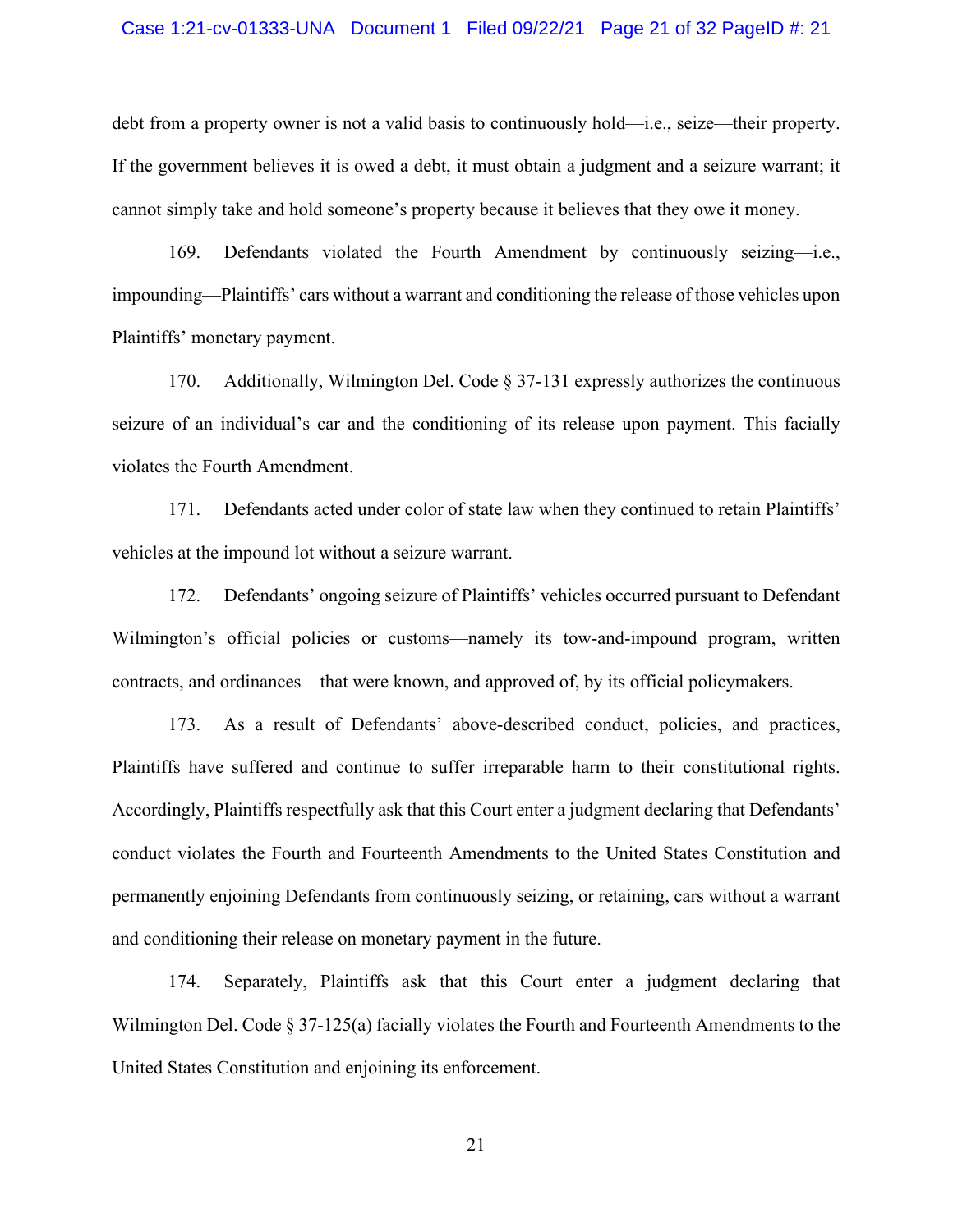debt from a property owner is not a valid basis to continuously hold—i.e., seize—their property. If the government believes it is owed a debt, it must obtain a judgment and a seizure warrant; it cannot simply take and hold someone's property because it believes that they owe it money.

169. Defendants violated the Fourth Amendment by continuously seizing—i.e., impounding—Plaintiffs' cars without a warrant and conditioning the release of those vehicles upon Plaintiffs' monetary payment.

170. Additionally, Wilmington Del. Code § 37-131 expressly authorizes the continuous seizure of an individual's car and the conditioning of its release upon payment. This facially violates the Fourth Amendment.

171. Defendants acted under color of state law when they continued to retain Plaintiffs' vehicles at the impound lot without a seizure warrant.

172. Defendants' ongoing seizure of Plaintiffs' vehicles occurred pursuant to Defendant Wilmington's official policies or customs—namely its tow-and-impound program, written contracts, and ordinances—that were known, and approved of, by its official policymakers.

173. As a result of Defendants' above-described conduct, policies, and practices, Plaintiffs have suffered and continue to suffer irreparable harm to their constitutional rights. Accordingly, Plaintiffs respectfully ask that this Court enter a judgment declaring that Defendants' conduct violates the Fourth and Fourteenth Amendments to the United States Constitution and permanently enjoining Defendants from continuously seizing, or retaining, cars without a warrant and conditioning their release on monetary payment in the future.

174. Separately, Plaintiffs ask that this Court enter a judgment declaring that Wilmington Del. Code § 37-125(a) facially violates the Fourth and Fourteenth Amendments to the United States Constitution and enjoining its enforcement.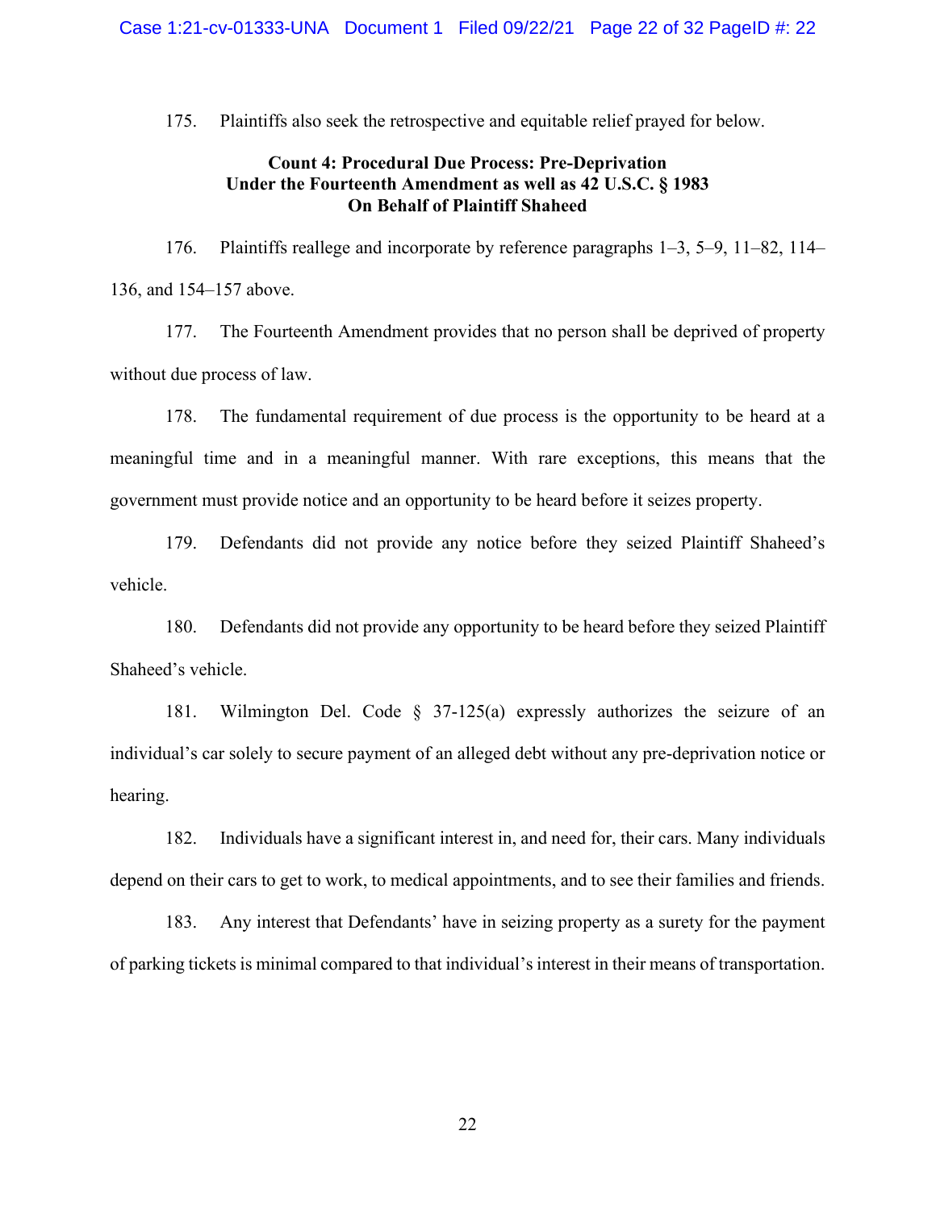175. Plaintiffs also seek the retrospective and equitable relief prayed for below.

**Count 4: Procedural Due Process: Pre-Deprivation**
**Under the Fourteenth Amendment as well as 42 U.S.C. § 1983**
**On Behalf of Plaintiff Shaheed**

176. Plaintiffs reallege and incorporate by reference paragraphs 1–3, 5–9, 11–82, 114–136, and 154–157 above.

177. The Fourteenth Amendment provides that no person shall be deprived of property without due process of law.

178. The fundamental requirement of due process is the opportunity to be heard at a meaningful time and in a meaningful manner. With rare exceptions, this means that the government must provide notice and an opportunity to be heard before it seizes property.

179. Defendants did not provide any notice before they seized Plaintiff Shaheed's vehicle.

180. Defendants did not provide any opportunity to be heard before they seized Plaintiff Shaheed's vehicle.

181. Wilmington Del. Code § 37-125(a) expressly authorizes the seizure of an individual's car solely to secure payment of an alleged debt without any pre-deprivation notice or hearing.

182. Individuals have a significant interest in, and need for, their cars. Many individuals depend on their cars to get to work, to medical appointments, and to see their families and friends.

183. Any interest that Defendants' have in seizing property as a surety for the payment of parking tickets is minimal compared to that individual's interest in their means of transportation.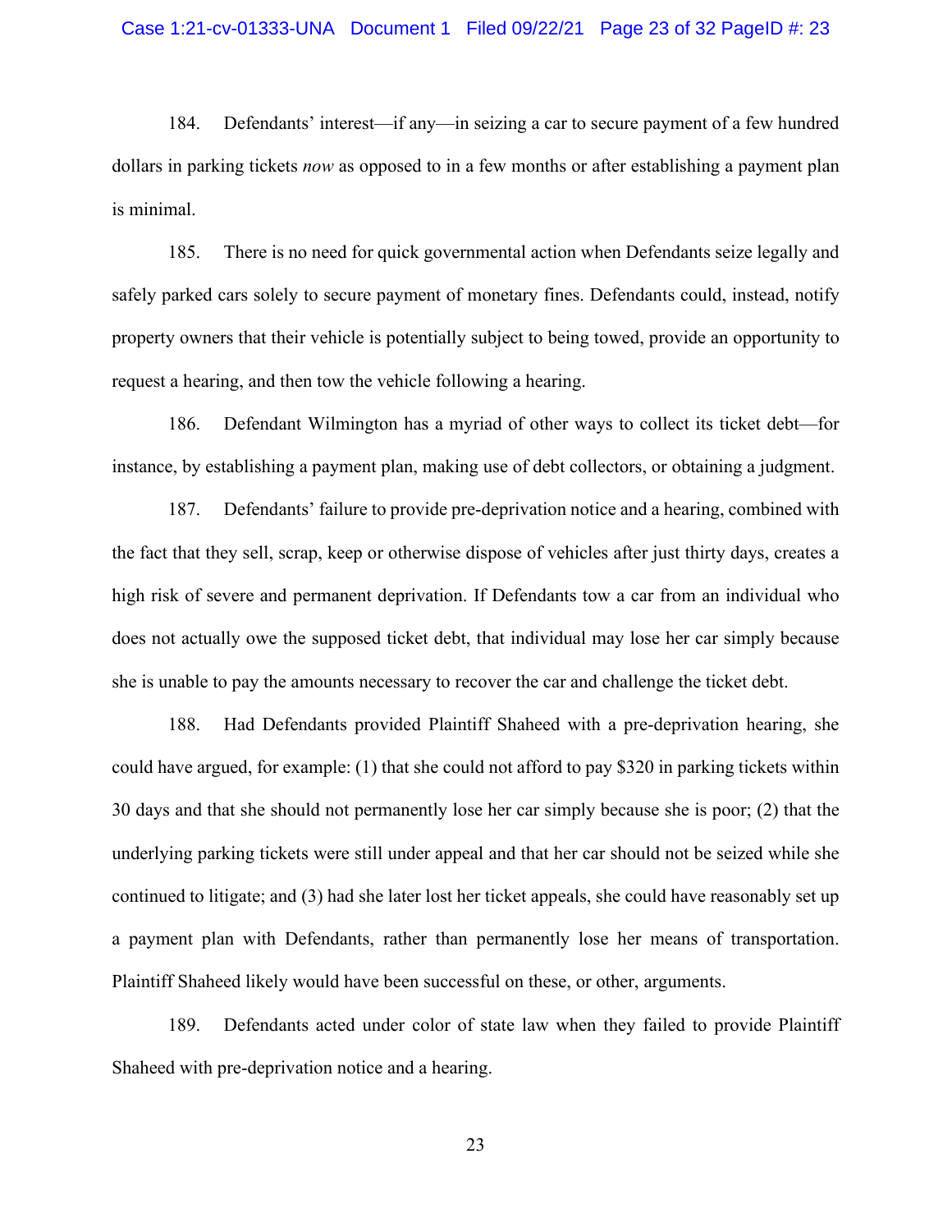184. Defendants' interest—if any—in seizing a car to secure payment of a few hundred dollars in parking tickets *now* as opposed to in a few months or after establishing a payment plan is minimal.

185. There is no need for quick governmental action when Defendants seize legally and safely parked cars solely to secure payment of monetary fines. Defendants could, instead, notify property owners that their vehicle is potentially subject to being towed, provide an opportunity to request a hearing, and then tow the vehicle following a hearing.

186. Defendant Wilmington has a myriad of other ways to collect its ticket debt—for instance, by establishing a payment plan, making use of debt collectors, or obtaining a judgment.

187. Defendants' failure to provide pre-deprivation notice and a hearing, combined with the fact that they sell, scrap, keep or otherwise dispose of vehicles after just thirty days, creates a high risk of severe and permanent deprivation. If Defendants tow a car from an individual who does not actually owe the supposed ticket debt, that individual may lose her car simply because she is unable to pay the amounts necessary to recover the car and challenge the ticket debt.

188. Had Defendants provided Plaintiff Shaheed with a pre-deprivation hearing, she could have argued, for example: (1) that she could not afford to pay $320 in parking tickets within 30 days and that she should not permanently lose her car simply because she is poor; (2) that the underlying parking tickets were still under appeal and that her car should not be seized while she continued to litigate; and (3) had she later lost her ticket appeals, she could have reasonably set up a payment plan with Defendants, rather than permanently lose her means of transportation. Plaintiff Shaheed likely would have been successful on these, or other, arguments.

189. Defendants acted under color of state law when they failed to provide Plaintiff Shaheed with pre-deprivation notice and a hearing.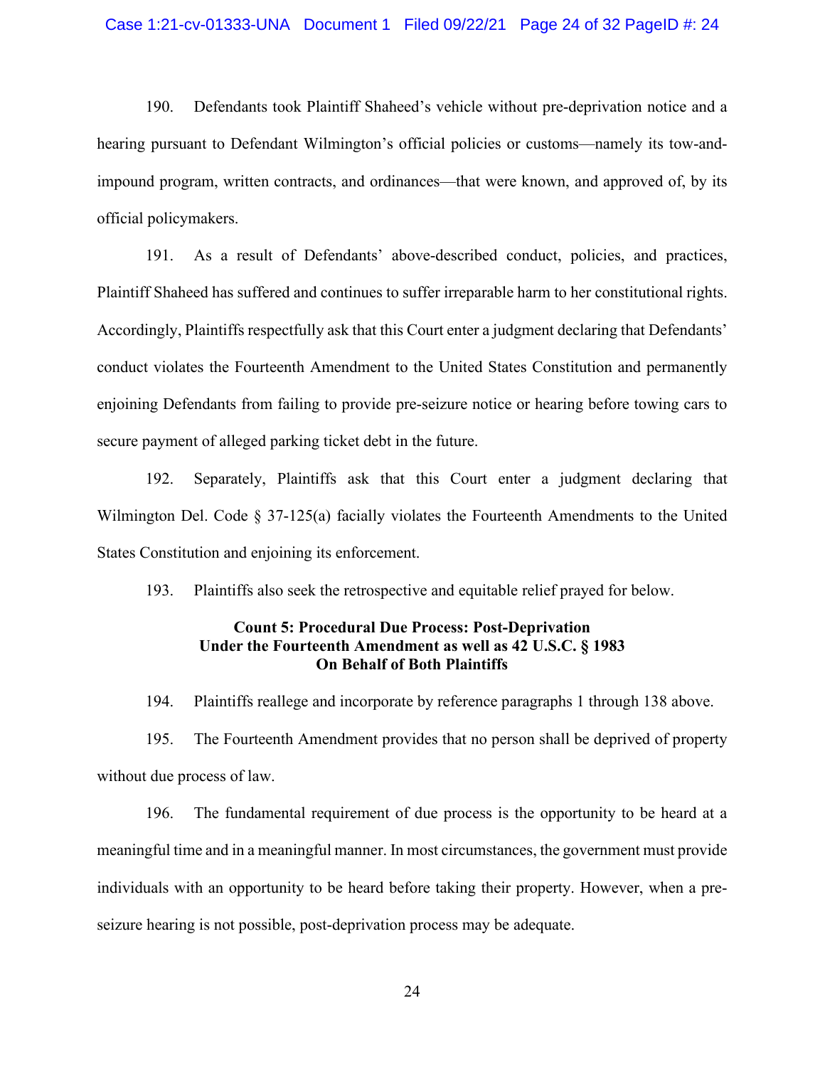190. Defendants took Plaintiff Shaheed's vehicle without pre-deprivation notice and a hearing pursuant to Defendant Wilmington's official policies or customs—namely its tow-and-impound program, written contracts, and ordinances—that were known, and approved of, by its official policymakers.

191. As a result of Defendants' above-described conduct, policies, and practices, Plaintiff Shaheed has suffered and continues to suffer irreparable harm to her constitutional rights. Accordingly, Plaintiffs respectfully ask that this Court enter a judgment declaring that Defendants' conduct violates the Fourteenth Amendment to the United States Constitution and permanently enjoining Defendants from failing to provide pre-seizure notice or hearing before towing cars to secure payment of alleged parking ticket debt in the future.

192. Separately, Plaintiffs ask that this Court enter a judgment declaring that Wilmington Del. Code § 37-125(a) facially violates the Fourteenth Amendments to the United States Constitution and enjoining its enforcement.

193. Plaintiffs also seek the retrospective and equitable relief prayed for below.

**Count 5: Procedural Due Process: Post-Deprivation**
**Under the Fourteenth Amendment as well as 42 U.S.C. § 1983**
**On Behalf of Both Plaintiffs**

194. Plaintiffs reallege and incorporate by reference paragraphs 1 through 138 above.

195. The Fourteenth Amendment provides that no person shall be deprived of property without due process of law.

196. The fundamental requirement of due process is the opportunity to be heard at a meaningful time and in a meaningful manner. In most circumstances, the government must provide individuals with an opportunity to be heard before taking their property. However, when a pre-seizure hearing is not possible, post-deprivation process may be adequate.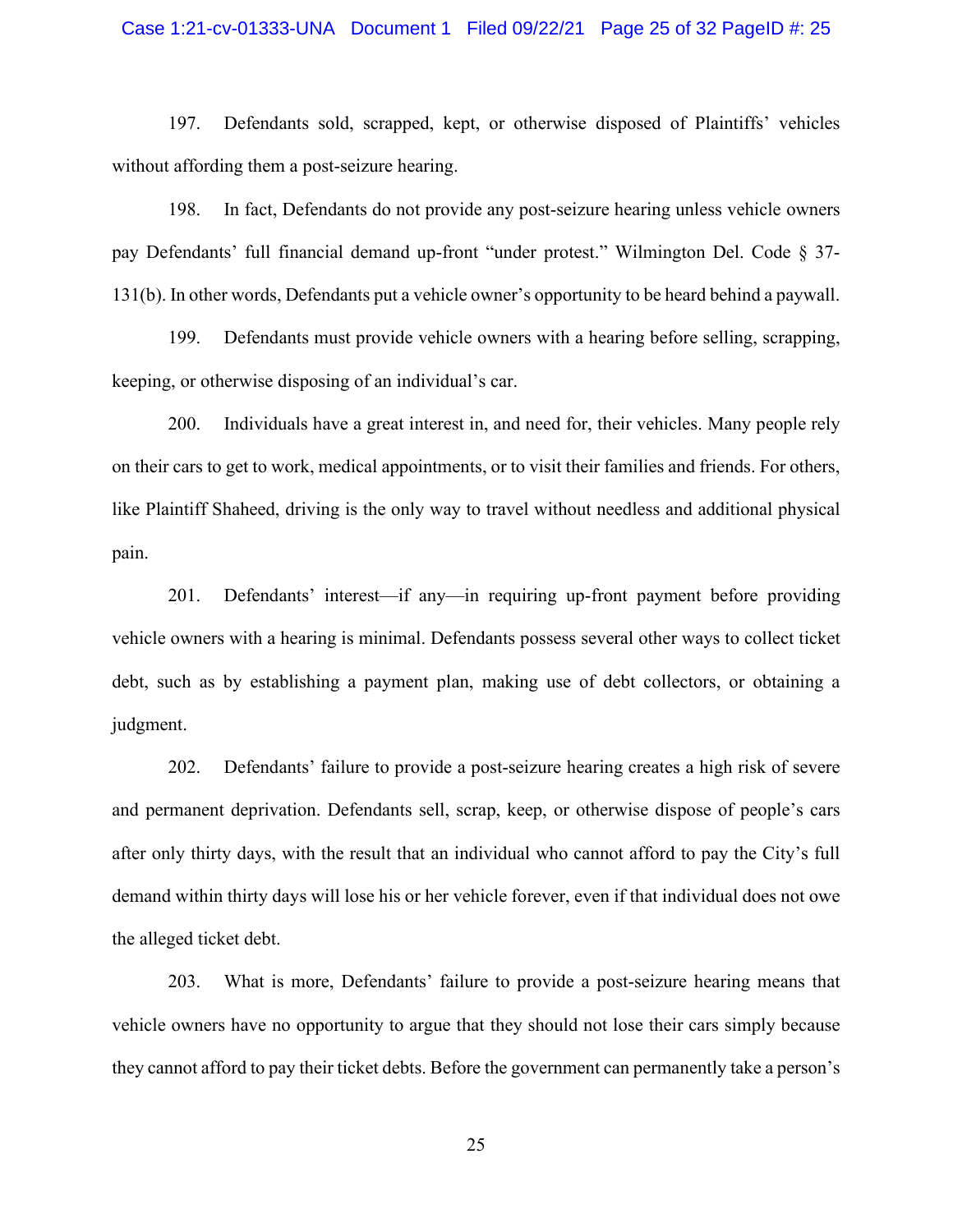197. Defendants sold, scrapped, kept, or otherwise disposed of Plaintiffs' vehicles without affording them a post-seizure hearing.

198. In fact, Defendants do not provide any post-seizure hearing unless vehicle owners pay Defendants' full financial demand up-front "under protest." Wilmington Del. Code § 37-131(b). In other words, Defendants put a vehicle owner's opportunity to be heard behind a paywall.

199. Defendants must provide vehicle owners with a hearing before selling, scrapping, keeping, or otherwise disposing of an individual's car.

200. Individuals have a great interest in, and need for, their vehicles. Many people rely on their cars to get to work, medical appointments, or to visit their families and friends. For others, like Plaintiff Shaheed, driving is the only way to travel without needless and additional physical pain.

201. Defendants' interest—if any—in requiring up-front payment before providing vehicle owners with a hearing is minimal. Defendants possess several other ways to collect ticket debt, such as by establishing a payment plan, making use of debt collectors, or obtaining a judgment.

202. Defendants' failure to provide a post-seizure hearing creates a high risk of severe and permanent deprivation. Defendants sell, scrap, keep, or otherwise dispose of people's cars after only thirty days, with the result that an individual who cannot afford to pay the City's full demand within thirty days will lose his or her vehicle forever, even if that individual does not owe the alleged ticket debt.

203. What is more, Defendants' failure to provide a post-seizure hearing means that vehicle owners have no opportunity to argue that they should not lose their cars simply because they cannot afford to pay their ticket debts. Before the government can permanently take a person's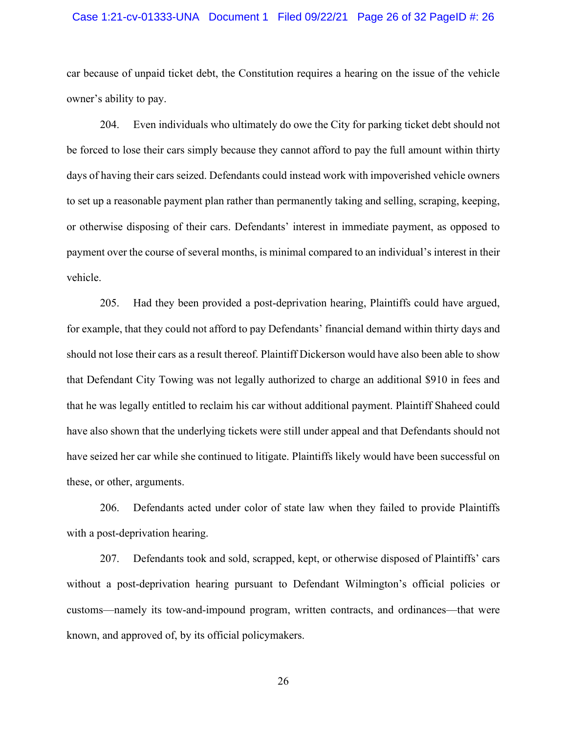car because of unpaid ticket debt, the Constitution requires a hearing on the issue of the vehicle owner's ability to pay.

204. Even individuals who ultimately do owe the City for parking ticket debt should not be forced to lose their cars simply because they cannot afford to pay the full amount within thirty days of having their cars seized. Defendants could instead work with impoverished vehicle owners to set up a reasonable payment plan rather than permanently taking and selling, scraping, keeping, or otherwise disposing of their cars. Defendants' interest in immediate payment, as opposed to payment over the course of several months, is minimal compared to an individual's interest in their vehicle.

205. Had they been provided a post-deprivation hearing, Plaintiffs could have argued, for example, that they could not afford to pay Defendants' financial demand within thirty days and should not lose their cars as a result thereof. Plaintiff Dickerson would have also been able to show that Defendant City Towing was not legally authorized to charge an additional $910 in fees and that he was legally entitled to reclaim his car without additional payment. Plaintiff Shaheed could have also shown that the underlying tickets were still under appeal and that Defendants should not have seized her car while she continued to litigate. Plaintiffs likely would have been successful on these, or other, arguments.

206. Defendants acted under color of state law when they failed to provide Plaintiffs with a post-deprivation hearing.

207. Defendants took and sold, scrapped, kept, or otherwise disposed of Plaintiffs' cars without a post-deprivation hearing pursuant to Defendant Wilmington's official policies or customs—namely its tow-and-impound program, written contracts, and ordinances—that were known, and approved of, by its official policymakers.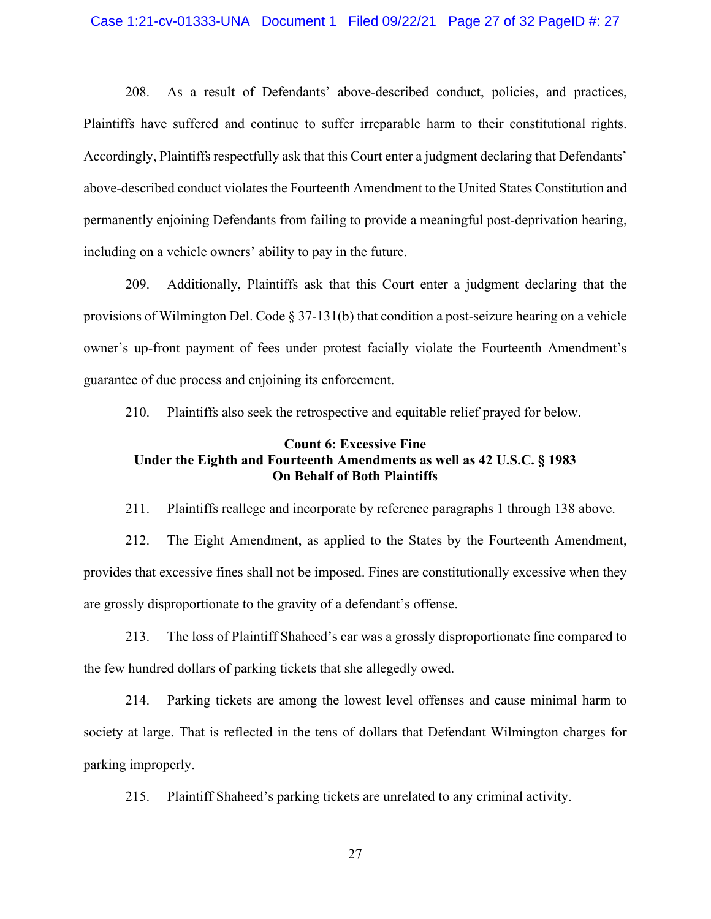208. As a result of Defendants' above-described conduct, policies, and practices, Plaintiffs have suffered and continue to suffer irreparable harm to their constitutional rights. Accordingly, Plaintiffs respectfully ask that this Court enter a judgment declaring that Defendants' above-described conduct violates the Fourteenth Amendment to the United States Constitution and permanently enjoining Defendants from failing to provide a meaningful post-deprivation hearing, including on a vehicle owners' ability to pay in the future.

209. Additionally, Plaintiffs ask that this Court enter a judgment declaring that the provisions of Wilmington Del. Code § 37-131(b) that condition a post-seizure hearing on a vehicle owner's up-front payment of fees under protest facially violate the Fourteenth Amendment's guarantee of due process and enjoining its enforcement.

210. Plaintiffs also seek the retrospective and equitable relief prayed for below.

**Count 6: Excessive Fine**
**Under the Eighth and Fourteenth Amendments as well as 42 U.S.C. § 1983**
**On Behalf of Both Plaintiffs**

211. Plaintiffs reallege and incorporate by reference paragraphs 1 through 138 above.

212. The Eight Amendment, as applied to the States by the Fourteenth Amendment, provides that excessive fines shall not be imposed. Fines are constitutionally excessive when they are grossly disproportionate to the gravity of a defendant's offense.

213. The loss of Plaintiff Shaheed's car was a grossly disproportionate fine compared to the few hundred dollars of parking tickets that she allegedly owed.

214. Parking tickets are among the lowest level offenses and cause minimal harm to society at large. That is reflected in the tens of dollars that Defendant Wilmington charges for parking improperly.

215. Plaintiff Shaheed's parking tickets are unrelated to any criminal activity.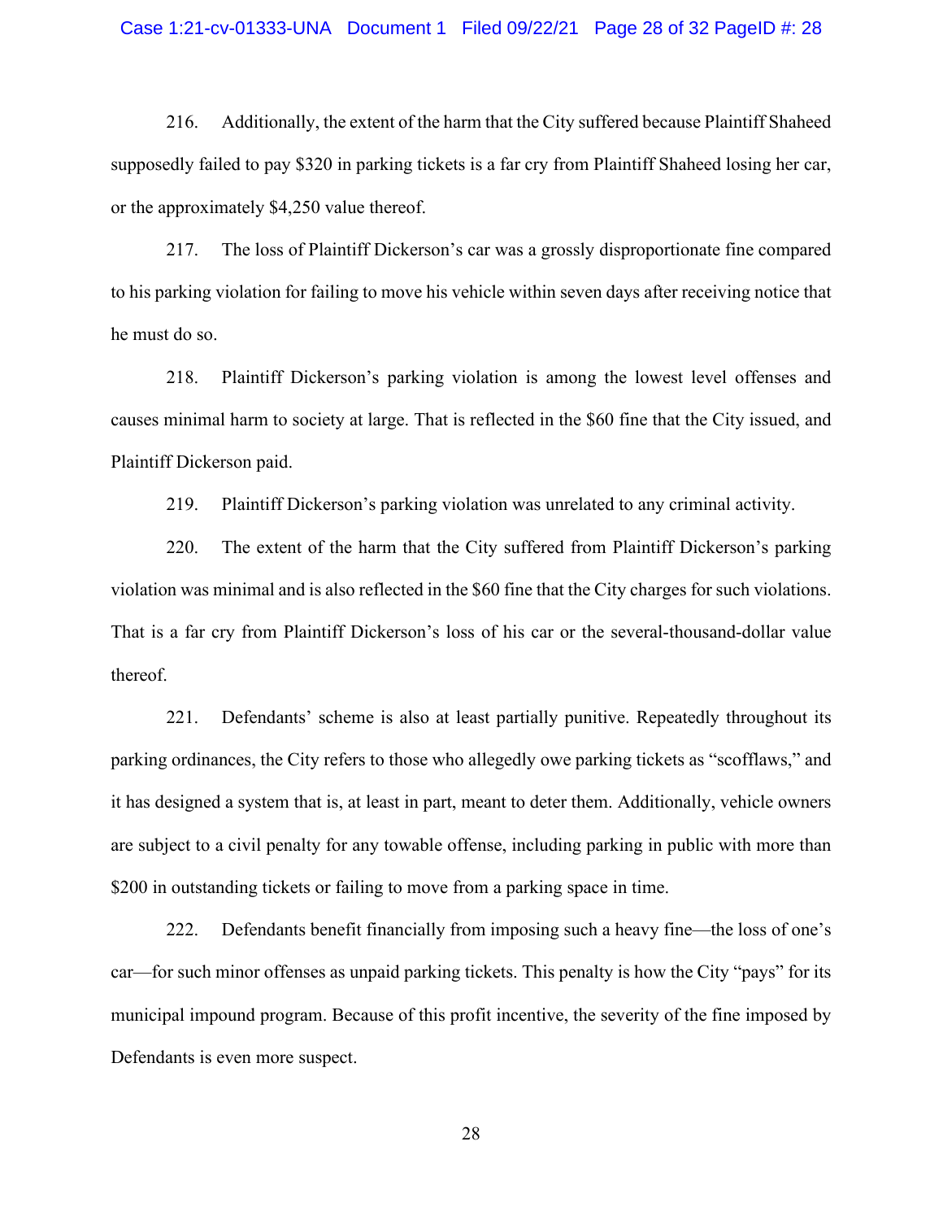216. Additionally, the extent of the harm that the City suffered because Plaintiff Shaheed supposedly failed to pay $320 in parking tickets is a far cry from Plaintiff Shaheed losing her car, or the approximately $4,250 value thereof.

217. The loss of Plaintiff Dickerson's car was a grossly disproportionate fine compared to his parking violation for failing to move his vehicle within seven days after receiving notice that he must do so.

218. Plaintiff Dickerson's parking violation is among the lowest level offenses and causes minimal harm to society at large. That is reflected in the $60 fine that the City issued, and Plaintiff Dickerson paid.

219. Plaintiff Dickerson's parking violation was unrelated to any criminal activity.

220. The extent of the harm that the City suffered from Plaintiff Dickerson's parking violation was minimal and is also reflected in the $60 fine that the City charges for such violations. That is a far cry from Plaintiff Dickerson's loss of his car or the several-thousand-dollar value thereof.

221. Defendants' scheme is also at least partially punitive. Repeatedly throughout its parking ordinances, the City refers to those who allegedly owe parking tickets as "scofflaws," and it has designed a system that is, at least in part, meant to deter them. Additionally, vehicle owners are subject to a civil penalty for any towable offense, including parking in public with more than $200 in outstanding tickets or failing to move from a parking space in time.

222. Defendants benefit financially from imposing such a heavy fine—the loss of one's car—for such minor offenses as unpaid parking tickets. This penalty is how the City "pays" for its municipal impound program. Because of this profit incentive, the severity of the fine imposed by Defendants is even more suspect.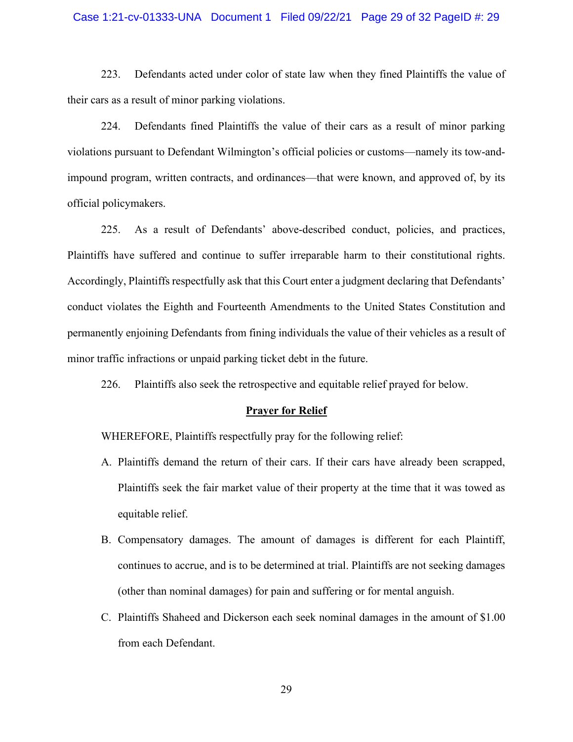223. Defendants acted under color of state law when they fined Plaintiffs the value of their cars as a result of minor parking violations.

224. Defendants fined Plaintiffs the value of their cars as a result of minor parking violations pursuant to Defendant Wilmington's official policies or customs—namely its tow-and-impound program, written contracts, and ordinances—that were known, and approved of, by its official policymakers.

225. As a result of Defendants' above-described conduct, policies, and practices, Plaintiffs have suffered and continue to suffer irreparable harm to their constitutional rights. Accordingly, Plaintiffs respectfully ask that this Court enter a judgment declaring that Defendants' conduct violates the Eighth and Fourteenth Amendments to the United States Constitution and permanently enjoining Defendants from fining individuals the value of their vehicles as a result of minor traffic infractions or unpaid parking ticket debt in the future.

226. Plaintiffs also seek the retrospective and equitable relief prayed for below.

**<u>Prayer for Relief</u>**

WHEREFORE, Plaintiffs respectfully pray for the following relief:

A. Plaintiffs demand the return of their cars. If their cars have already been scrapped, Plaintiffs seek the fair market value of their property at the time that it was towed as equitable relief.

B. Compensatory damages. The amount of damages is different for each Plaintiff, continues to accrue, and is to be determined at trial. Plaintiffs are not seeking damages (other than nominal damages) for pain and suffering or for mental anguish.

C. Plaintiffs Shaheed and Dickerson each seek nominal damages in the amount of $1.00 from each Defendant.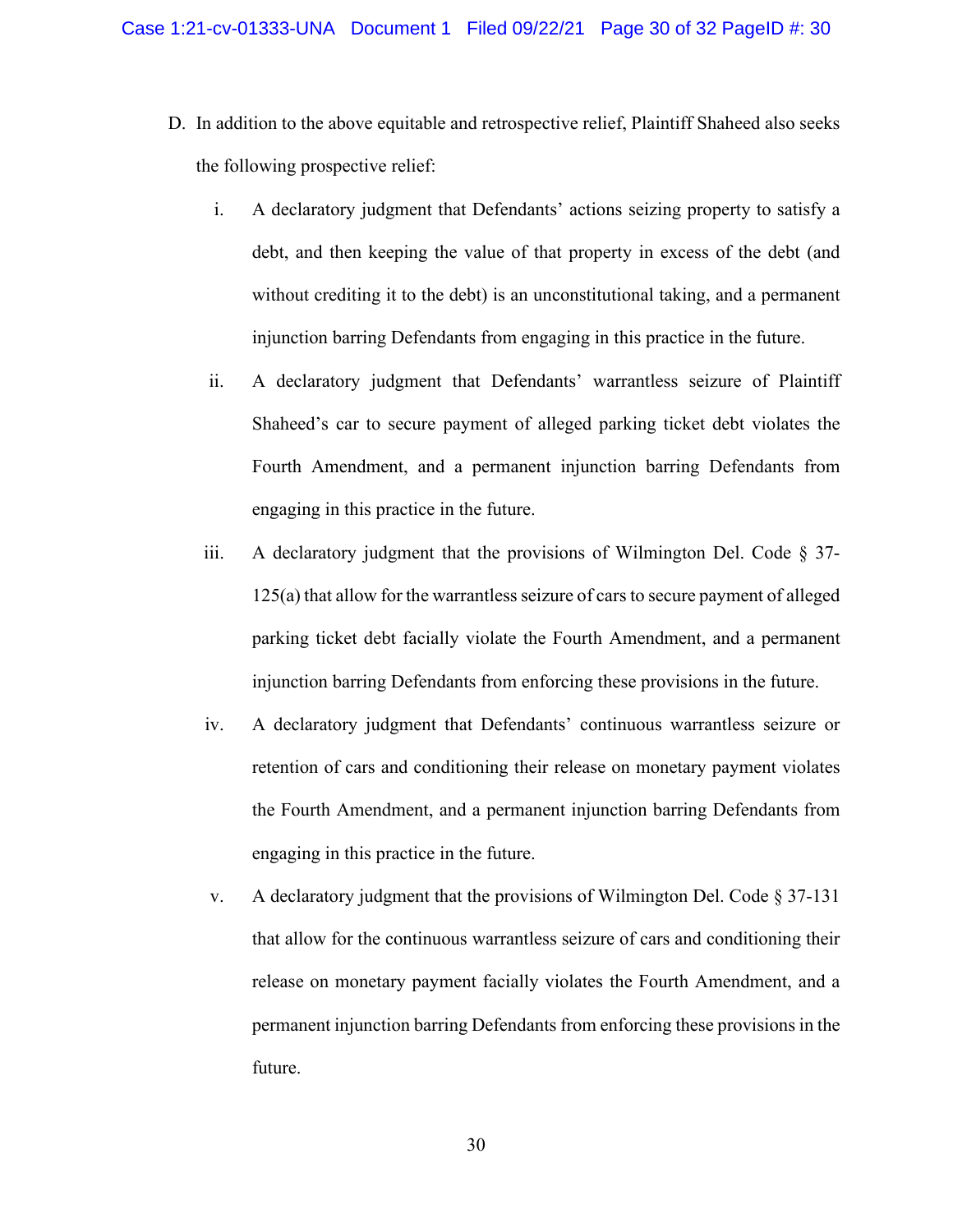D. In addition to the above equitable and retrospective relief, Plaintiff Shaheed also seeks the following prospective relief:

   i. A declaratory judgment that Defendants' actions seizing property to satisfy a debt, and then keeping the value of that property in excess of the debt (and without crediting it to the debt) is an unconstitutional taking, and a permanent injunction barring Defendants from engaging in this practice in the future.

   ii. A declaratory judgment that Defendants' warrantless seizure of Plaintiff Shaheed's car to secure payment of alleged parking ticket debt violates the Fourth Amendment, and a permanent injunction barring Defendants from engaging in this practice in the future.

   iii. A declaratory judgment that the provisions of Wilmington Del. Code § 37-125(a) that allow for the warrantless seizure of cars to secure payment of alleged parking ticket debt facially violate the Fourth Amendment, and a permanent injunction barring Defendants from enforcing these provisions in the future.

   iv. A declaratory judgment that Defendants' continuous warrantless seizure or retention of cars and conditioning their release on monetary payment violates the Fourth Amendment, and a permanent injunction barring Defendants from engaging in this practice in the future.

   v. A declaratory judgment that the provisions of Wilmington Del. Code § 37-131 that allow for the continuous warrantless seizure of cars and conditioning their release on monetary payment facially violates the Fourth Amendment, and a permanent injunction barring Defendants from enforcing these provisions in the future.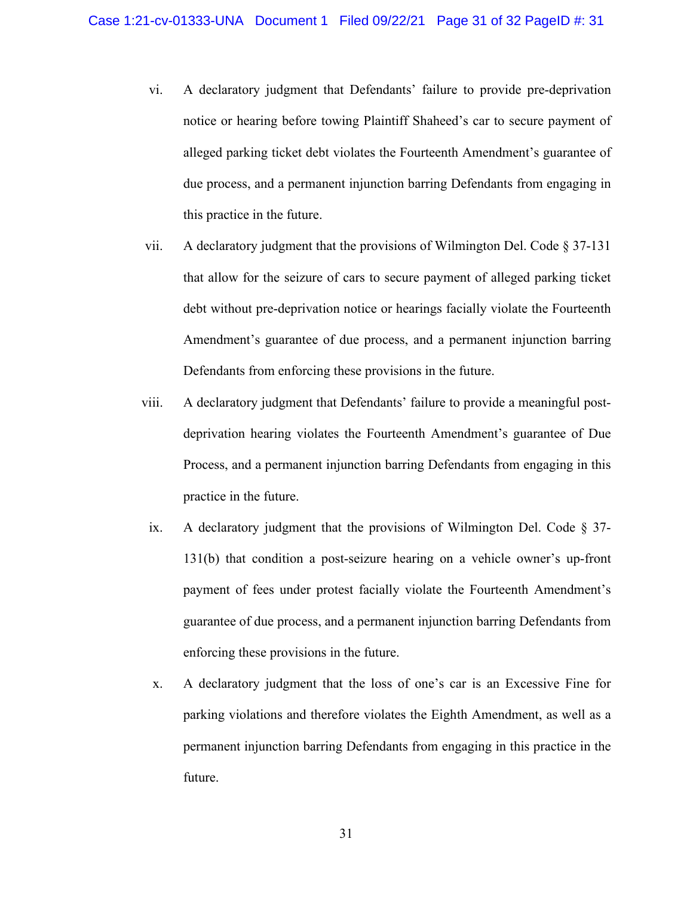vi. A declaratory judgment that Defendants' failure to provide pre-deprivation notice or hearing before towing Plaintiff Shaheed's car to secure payment of alleged parking ticket debt violates the Fourteenth Amendment's guarantee of due process, and a permanent injunction barring Defendants from engaging in this practice in the future.

vii. A declaratory judgment that the provisions of Wilmington Del. Code § 37-131 that allow for the seizure of cars to secure payment of alleged parking ticket debt without pre-deprivation notice or hearings facially violate the Fourteenth Amendment's guarantee of due process, and a permanent injunction barring Defendants from enforcing these provisions in the future.

viii. A declaratory judgment that Defendants' failure to provide a meaningful post-deprivation hearing violates the Fourteenth Amendment's guarantee of Due Process, and a permanent injunction barring Defendants from engaging in this practice in the future.

ix. A declaratory judgment that the provisions of Wilmington Del. Code § 37-131(b) that condition a post-seizure hearing on a vehicle owner's up-front payment of fees under protest facially violate the Fourteenth Amendment's guarantee of due process, and a permanent injunction barring Defendants from enforcing these provisions in the future.

x. A declaratory judgment that the loss of one's car is an Excessive Fine for parking violations and therefore violates the Eighth Amendment, as well as a permanent injunction barring Defendants from engaging in this practice in the future.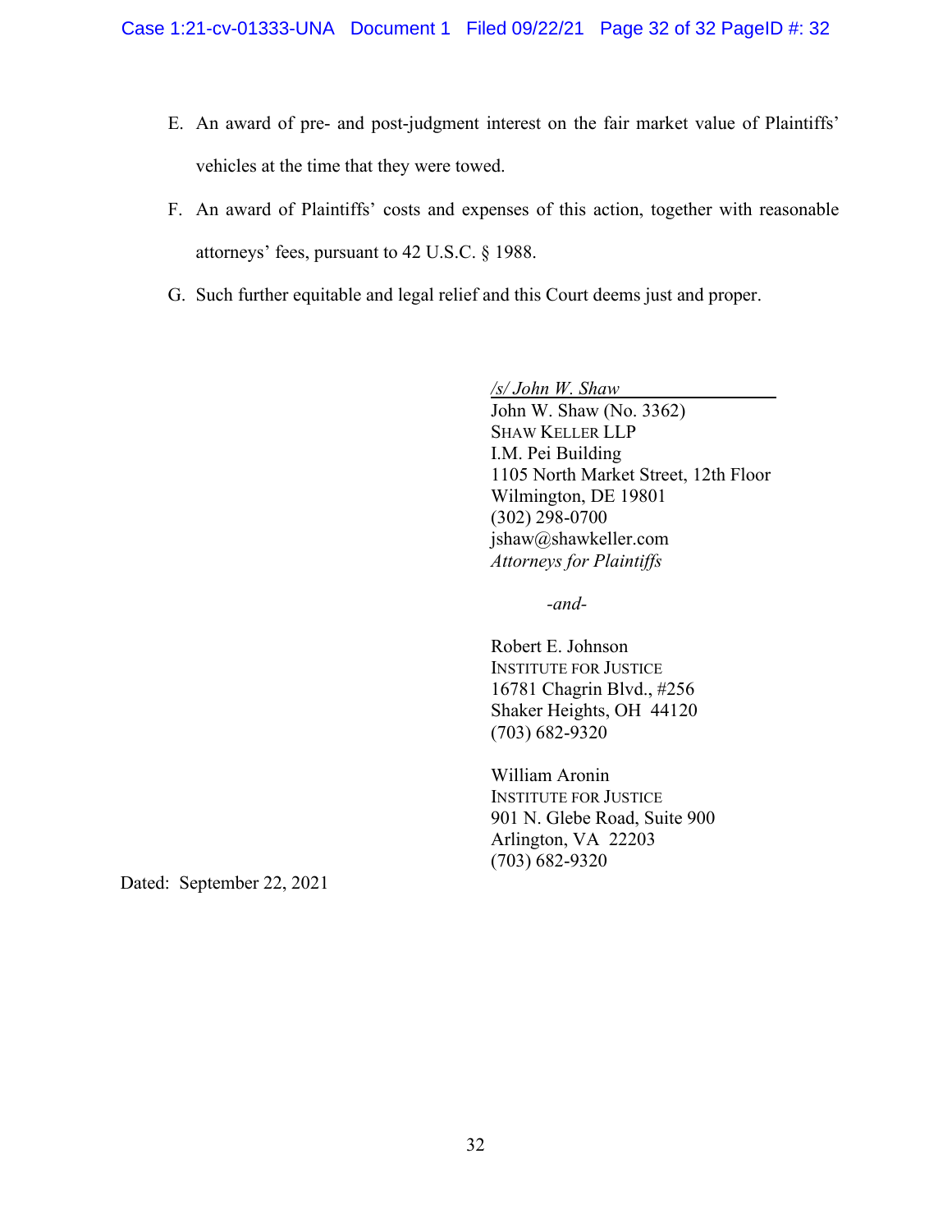E. An award of pre- and post-judgment interest on the fair market value of Plaintiffs' vehicles at the time that they were towed.

F. An award of Plaintiffs' costs and expenses of this action, together with reasonable attorneys' fees, pursuant to 42 U.S.C. § 1988.

G. Such further equitable and legal relief and this Court deems just and proper.

*/s/ John W. Shaw*
John W. Shaw (No. 3362)
SHAW KELLER LLP
I.M. Pei Building
1105 North Market Street, 12th Floor
Wilmington, DE 19801
(302) 298-0700
jshaw@shawkeller.com
*Attorneys for Plaintiffs*

*-and-*

Robert E. Johnson
INSTITUTE FOR JUSTICE
16781 Chagrin Blvd., #256
Shaker Heights, OH 44120
(703) 682-9320

William Aronin
INSTITUTE FOR JUSTICE
901 N. Glebe Road, Suite 900
Arlington, VA 22203
(703) 682-9320

Dated: September 22, 2021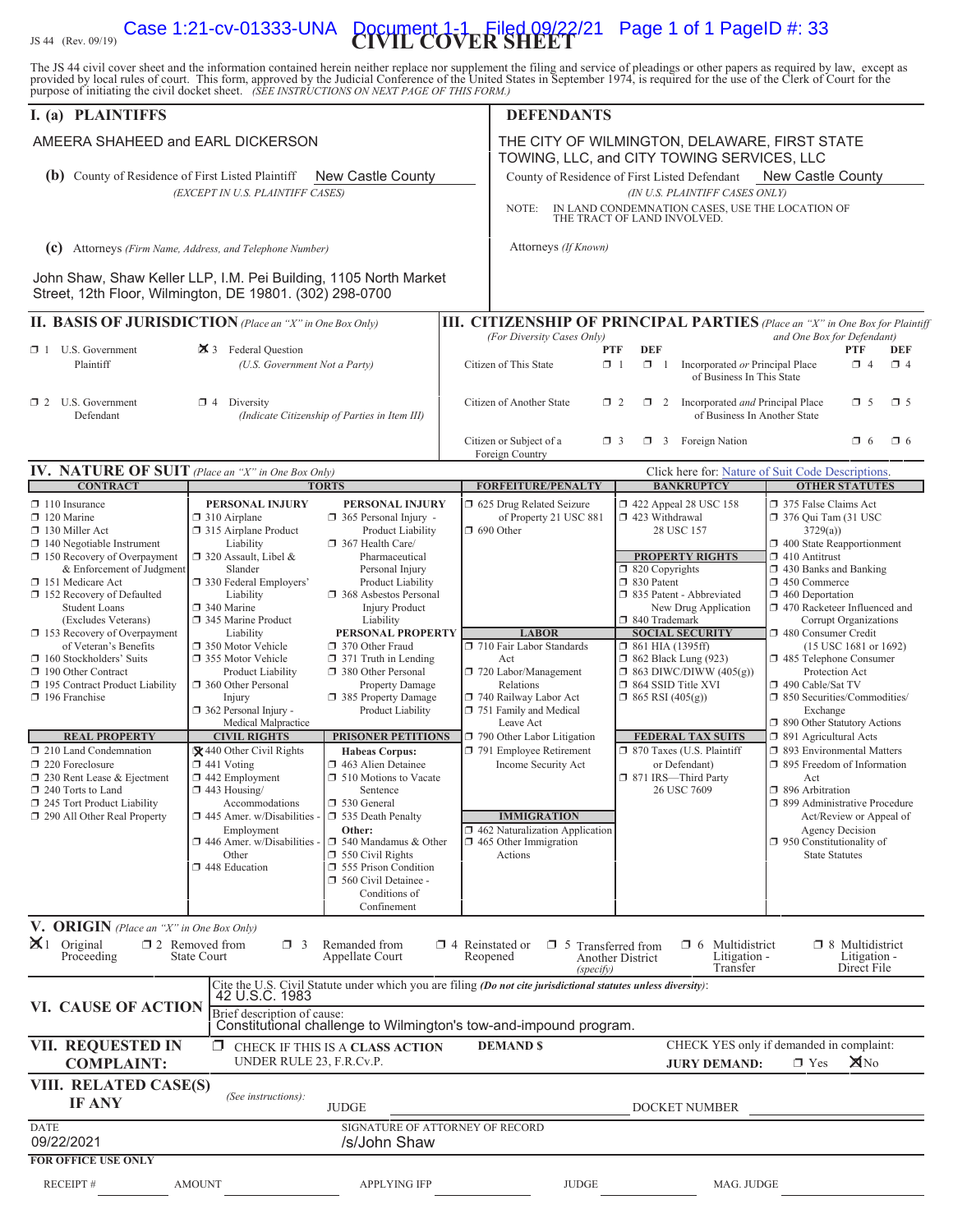JS 44 (Rev. 09/19)

# CIVIL COVER SHEET

The JS 44 civil cover sheet and the information contained herein neither replace nor supplement the filing and service of pleadings or other papers as required by law, except as provided by local rules of court. This form, approved by the Judicial Conference of the United States in September 1974, is required for the use of the Clerk of Court for the purpose of initiating the civil docket sheet. *(SEE INSTRUCTIONS ON NEXT PAGE OF THIS FORM.)*

## I. (a) PLAINTIFFS

AMEERA SHAHEED and EARL DICKERSON

**(b)** County of Residence of First Listed Plaintiff: New Castle County
*(EXCEPT IN U.S. PLAINTIFF CASES)*

**(c)** Attorneys *(Firm Name, Address, and Telephone Number)*

John Shaw, Shaw Keller LLP, I.M. Pei Building, 1105 North Market Street, 12th Floor, Wilmington, DE 19801. (302) 298-0700

## DEFENDANTS

THE CITY OF WILMINGTON, DELAWARE, FIRST STATE TOWING, LLC, and CITY TOWING SERVICES, LLC

County of Residence of First Listed Defendant: New Castle County
*(IN U.S. PLAINTIFF CASES ONLY)*

NOTE: IN LAND CONDEMNATION CASES, USE THE LOCATION OF THE TRACT OF LAND INVOLVED.

Attorneys *(If Known)*

## II. BASIS OF JURISDICTION *(Place an "X" in One Box Only)*

- ☐ 1 U.S. Government Plaintiff
- ☒ 3 Federal Question *(U.S. Government Not a Party)*
- ☐ 2 U.S. Government Defendant
- ☐ 4 Diversity *(Indicate Citizenship of Parties in Item III)*

## III. CITIZENSHIP OF PRINCIPAL PARTIES *(Place an "X" in One Box for Plaintiff and One Box for Defendant)* *(For Diversity Cases Only)*

| | PTF | DEF | | PTF | DEF |
|---|---|---|---|---|---|
| Citizen of This State | ☐ 1 | ☐ 1 | Incorporated *or* Principal Place of Business In This State | ☐ 4 | ☐ 4 |
| Citizen of Another State | ☐ 2 | ☐ 2 | Incorporated *and* Principal Place of Business In Another State | ☐ 5 | ☐ 5 |
| Citizen or Subject of a Foreign Country | ☐ 3 | ☐ 3 | Foreign Nation | ☐ 6 | ☐ 6 |

## IV. NATURE OF SUIT *(Place an "X" in One Box Only)*

Click here for: Nature of Suit Code Descriptions.

**CONTRACT**
- ☐ 110 Insurance
- ☐ 120 Marine
- ☐ 130 Miller Act
- ☐ 140 Negotiable Instrument
- ☐ 150 Recovery of Overpayment & Enforcement of Judgment
- ☐ 151 Medicare Act
- ☐ 152 Recovery of Defaulted Student Loans (Excludes Veterans)
- ☐ 153 Recovery of Overpayment of Veteran's Benefits
- ☐ 160 Stockholders' Suits
- ☐ 190 Other Contract
- ☐ 195 Contract Product Liability
- ☐ 196 Franchise

**REAL PROPERTY**
- ☐ 210 Land Condemnation
- ☐ 220 Foreclosure
- ☐ 230 Rent Lease & Ejectment
- ☐ 240 Torts to Land
- ☐ 245 Tort Product Liability
- ☐ 290 All Other Real Property

**TORTS — PERSONAL INJURY**
- ☐ 310 Airplane
- ☐ 315 Airplane Product Liability
- ☐ 320 Assault, Libel & Slander
- ☐ 330 Federal Employers' Liability
- ☐ 340 Marine
- ☐ 345 Marine Product Liability
- ☐ 350 Motor Vehicle
- ☐ 355 Motor Vehicle Product Liability
- ☐ 360 Other Personal Injury
- ☐ 362 Personal Injury - Medical Malpractice

**TORTS — PERSONAL INJURY**
- ☐ 365 Personal Injury - Product Liability
- ☐ 367 Health Care/ Pharmaceutical Personal Injury Product Liability
- ☐ 368 Asbestos Personal Injury Product Liability

**PERSONAL PROPERTY**
- ☐ 370 Other Fraud
- ☐ 371 Truth in Lending
- ☐ 380 Other Personal Property Damage
- ☐ 385 Property Damage Product Liability

**CIVIL RIGHTS**
- ☒ 440 Other Civil Rights
- ☐ 441 Voting
- ☐ 442 Employment
- ☐ 443 Housing/ Accommodations
- ☐ 445 Amer. w/Disabilities - Employment
- ☐ 446 Amer. w/Disabilities - Other
- ☐ 448 Education

**PRISONER PETITIONS**
**Habeas Corpus:**
- ☐ 463 Alien Detainee
- ☐ 510 Motions to Vacate Sentence
- ☐ 530 General
- ☐ 535 Death Penalty

**Other:**
- ☐ 540 Mandamus & Other
- ☐ 550 Civil Rights
- ☐ 555 Prison Condition
- ☐ 560 Civil Detainee - Conditions of Confinement

**FORFEITURE/PENALTY**
- ☐ 625 Drug Related Seizure of Property 21 USC 881
- ☐ 690 Other

**LABOR**
- ☐ 710 Fair Labor Standards Act
- ☐ 720 Labor/Management Relations
- ☐ 740 Railway Labor Act
- ☐ 751 Family and Medical Leave Act
- ☐ 790 Other Labor Litigation
- ☐ 791 Employee Retirement Income Security Act

**IMMIGRATION**
- ☐ 462 Naturalization Application
- ☐ 465 Other Immigration Actions

**BANKRUPTCY**
- ☐ 422 Appeal 28 USC 158
- ☐ 423 Withdrawal 28 USC 157

**PROPERTY RIGHTS**
- ☐ 820 Copyrights
- ☐ 830 Patent
- ☐ 835 Patent - Abbreviated New Drug Application
- ☐ 840 Trademark

**SOCIAL SECURITY**
- ☐ 861 HIA (1395ff)
- ☐ 862 Black Lung (923)
- ☐ 863 DIWC/DIWW (405(g))
- ☐ 864 SSID Title XVI
- ☐ 865 RSI (405(g))

**FEDERAL TAX SUITS**
- ☐ 870 Taxes (U.S. Plaintiff or Defendant)
- ☐ 871 IRS—Third Party 26 USC 7609

**OTHER STATUTES**
- ☐ 375 False Claims Act
- ☐ 376 Qui Tam (31 USC 3729(a))
- ☐ 400 State Reapportionment
- ☐ 410 Antitrust
- ☐ 430 Banks and Banking
- ☐ 450 Commerce
- ☐ 460 Deportation
- ☐ 470 Racketeer Influenced and Corrupt Organizations
- ☐ 480 Consumer Credit (15 USC 1681 or 1692)
- ☐ 485 Telephone Consumer Protection Act
- ☐ 490 Cable/Sat TV
- ☐ 850 Securities/Commodities/ Exchange
- ☐ 890 Other Statutory Actions
- ☐ 891 Agricultural Acts
- ☐ 893 Environmental Matters
- ☐ 895 Freedom of Information Act
- ☐ 896 Arbitration
- ☐ 899 Administrative Procedure Act/Review or Appeal of Agency Decision
- ☐ 950 Constitutionality of State Statutes

## V. ORIGIN *(Place an "X" in One Box Only)*

- ☒ 1 Original Proceeding
- ☐ 2 Removed from State Court
- ☐ 3 Remanded from Appellate Court
- ☐ 4 Reinstated or Reopened
- ☐ 5 Transferred from Another District *(specify)*
- ☐ 6 Multidistrict Litigation - Transfer
- ☐ 8 Multidistrict Litigation - Direct File

## VI. CAUSE OF ACTION

Cite the U.S. Civil Statute under which you are filing *(Do not cite jurisdictional statutes unless diversity)*:
42 U.S.C. 1983

Brief description of cause:
Constitutional challenge to Wilmington's tow-and-impound program.

## VII. REQUESTED IN COMPLAINT:

☐ CHECK IF THIS IS A **CLASS ACTION** UNDER RULE 23, F.R.Cv.P.

**DEMAND $**

CHECK YES only if demanded in complaint:
**JURY DEMAND:** ☐ Yes ☒ No

## VIII. RELATED CASE(S) IF ANY

*(See instructions):* JUDGE DOCKET NUMBER

DATE: 09/22/2021

SIGNATURE OF ATTORNEY OF RECORD: /s/John Shaw

**FOR OFFICE USE ONLY**

RECEIPT # AMOUNT APPLYING IFP JUDGE MAG. JUDGE